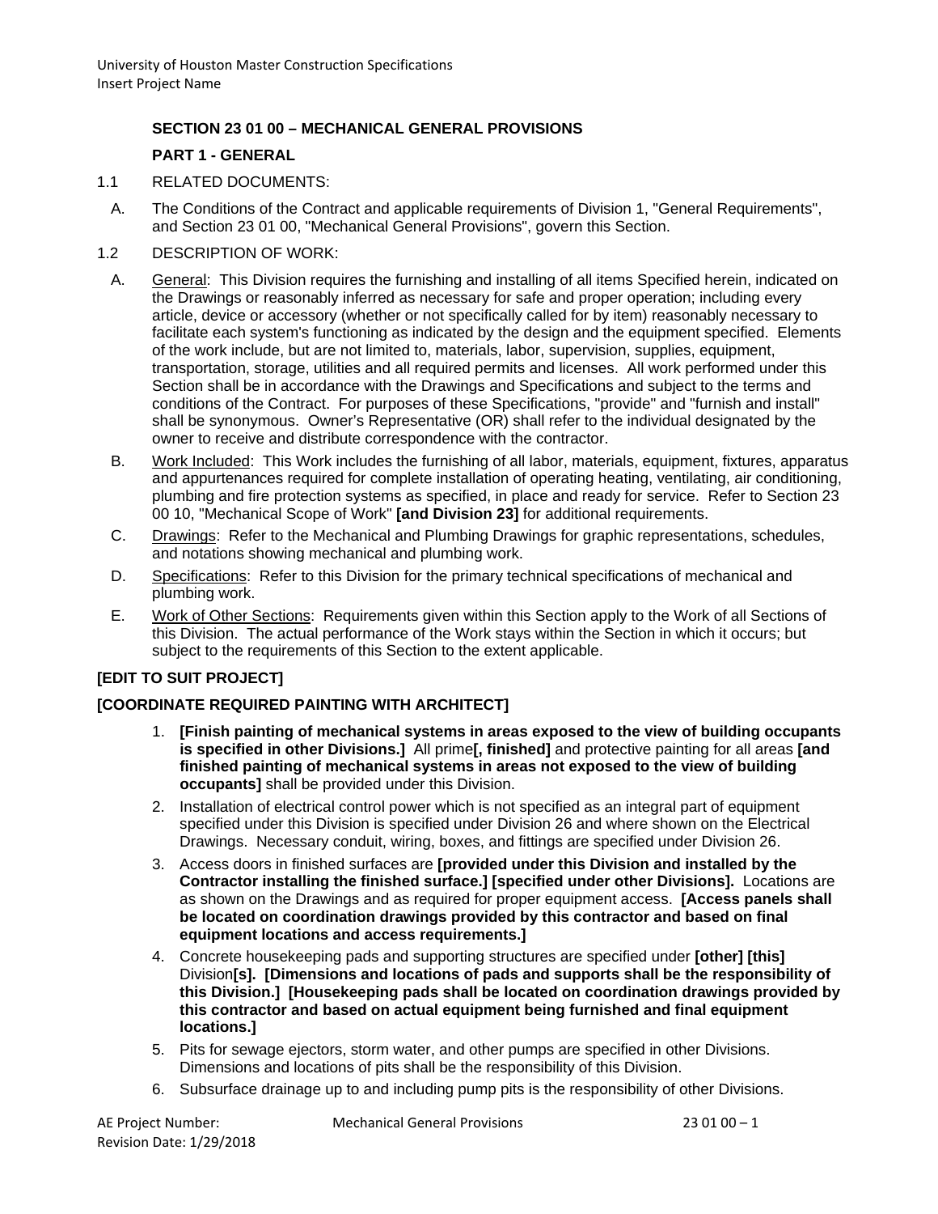## SECTION 23 01 00 – MECHANICAL GENERAL PROVISIONS

### PART 1 - GENERAL

1.1 RELATED DOCUMENTS:

A. The Conditions of the Contract and applicable requirements of Division 1, "General Requirements", and Section 23 01 00, "Mechanical General Provisions", govern this Section.

1.2 DESCRIPTION OF WORK:

A. General: This Division requires the furnishing and installing of all items Specified herein, indicated on the Drawings or reasonably inferred as necessary for safe and proper operation; including every article, device or accessory (whether or not specifically called for by item) reasonably necessary to facilitate each system's functioning as indicated by the design and the equipment specified. Elements of the work include, but are not limited to, materials, labor, supervision, supplies, equipment, transportation, storage, utilities and all required permits and licenses. All work performed under this Section shall be in accordance with the Drawings and Specifications and subject to the terms and conditions of the Contract. For purposes of these Specifications, "provide" and "furnish and install" shall be synonymous. Owner's Representative (OR) shall refer to the individual designated by the owner to receive and distribute correspondence with the contractor.

B. Work Included: This Work includes the furnishing of all labor, materials, equipment, fixtures, apparatus and appurtenances required for complete installation of operating heating, ventilating, air conditioning, plumbing and fire protection systems as specified, in place and ready for service. Refer to Section 23 00 10, "Mechanical Scope of Work" **[and Division 23]** for additional requirements.

C. Drawings: Refer to the Mechanical and Plumbing Drawings for graphic representations, schedules, and notations showing mechanical and plumbing work.

D. Specifications: Refer to this Division for the primary technical specifications of mechanical and plumbing work.

E. Work of Other Sections: Requirements given within this Section apply to the Work of all Sections of this Division. The actual performance of the Work stays within the Section in which it occurs; but subject to the requirements of this Section to the extent applicable.

**[EDIT TO SUIT PROJECT]**

**[COORDINATE REQUIRED PAINTING WITH ARCHITECT]**

1. **[Finish painting of mechanical systems in areas exposed to the view of building occupants is specified in other Divisions.]** All prime**[, finished]** and protective painting for all areas **[and finished painting of mechanical systems in areas not exposed to the view of building occupants]** shall be provided under this Division.
2. Installation of electrical control power which is not specified as an integral part of equipment specified under this Division is specified under Division 26 and where shown on the Electrical Drawings. Necessary conduit, wiring, boxes, and fittings are specified under Division 26.
3. Access doors in finished surfaces are **[provided under this Division and installed by the Contractor installing the finished surface.] [specified under other Divisions].** Locations are as shown on the Drawings and as required for proper equipment access. **[Access panels shall be located on coordination drawings provided by this contractor and based on final equipment locations and access requirements.]**
4. Concrete housekeeping pads and supporting structures are specified under **[other] [this]** Division**[s]. [Dimensions and locations of pads and supports shall be the responsibility of this Division.] [Housekeeping pads shall be located on coordination drawings provided by this contractor and based on actual equipment being furnished and final equipment locations.]**
5. Pits for sewage ejectors, storm water, and other pumps are specified in other Divisions. Dimensions and locations of pits shall be the responsibility of this Division.
6. Subsurface drainage up to and including pump pits is the responsibility of other Divisions.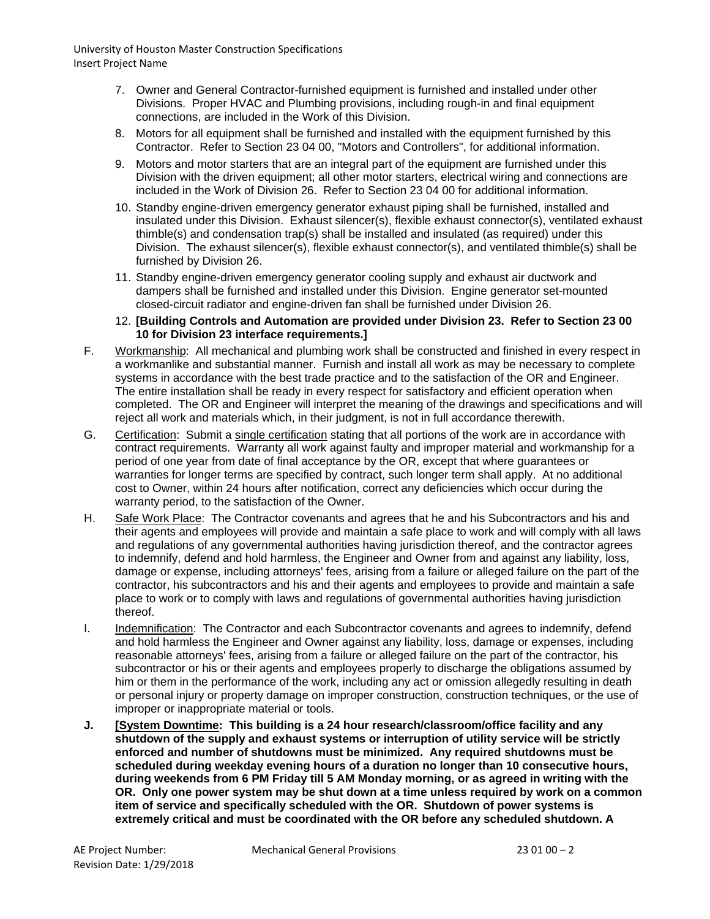7. Owner and General Contractor-furnished equipment is furnished and installed under other Divisions. Proper HVAC and Plumbing provisions, including rough-in and final equipment connections, are included in the Work of this Division.
8. Motors for all equipment shall be furnished and installed with the equipment furnished by this Contractor. Refer to Section 23 04 00, "Motors and Controllers", for additional information.
9. Motors and motor starters that are an integral part of the equipment are furnished under this Division with the driven equipment; all other motor starters, electrical wiring and connections are included in the Work of Division 26. Refer to Section 23 04 00 for additional information.
10. Standby engine-driven emergency generator exhaust piping shall be furnished, installed and insulated under this Division. Exhaust silencer(s), flexible exhaust connector(s), ventilated exhaust thimble(s) and condensation trap(s) shall be installed and insulated (as required) under this Division. The exhaust silencer(s), flexible exhaust connector(s), and ventilated thimble(s) shall be furnished by Division 26.
11. Standby engine-driven emergency generator cooling supply and exhaust air ductwork and dampers shall be furnished and installed under this Division. Engine generator set-mounted closed-circuit radiator and engine-driven fan shall be furnished under Division 26.
12. **[Building Controls and Automation are provided under Division 23. Refer to Section 23 00 10 for Division 23 interface requirements.]**

F. Workmanship: All mechanical and plumbing work shall be constructed and finished in every respect in a workmanlike and substantial manner. Furnish and install all work as may be necessary to complete systems in accordance with the best trade practice and to the satisfaction of the OR and Engineer. The entire installation shall be ready in every respect for satisfactory and efficient operation when completed. The OR and Engineer will interpret the meaning of the drawings and specifications and will reject all work and materials which, in their judgment, is not in full accordance therewith.

G. Certification: Submit a single certification stating that all portions of the work are in accordance with contract requirements. Warranty all work against faulty and improper material and workmanship for a period of one year from date of final acceptance by the OR, except that where guarantees or warranties for longer terms are specified by contract, such longer term shall apply. At no additional cost to Owner, within 24 hours after notification, correct any deficiencies which occur during the warranty period, to the satisfaction of the Owner.

H. Safe Work Place: The Contractor covenants and agrees that he and his Subcontractors and his and their agents and employees will provide and maintain a safe place to work and will comply with all laws and regulations of any governmental authorities having jurisdiction thereof, and the contractor agrees to indemnify, defend and hold harmless, the Engineer and Owner from and against any liability, loss, damage or expense, including attorneys' fees, arising from a failure or alleged failure on the part of the contractor, his subcontractors and his and their agents and employees to provide and maintain a safe place to work or to comply with laws and regulations of governmental authorities having jurisdiction thereof.

I. Indemnification: The Contractor and each Subcontractor covenants and agrees to indemnify, defend and hold harmless the Engineer and Owner against any liability, loss, damage or expenses, including reasonable attorneys' fees, arising from a failure or alleged failure on the part of the contractor, his subcontractor or his or their agents and employees properly to discharge the obligations assumed by him or them in the performance of the work, including any act or omission allegedly resulting in death or personal injury or property damage on improper construction, construction techniques, or the use of improper or inappropriate material or tools.

**J. [System Downtime: This building is a 24 hour research/classroom/office facility and any shutdown of the supply and exhaust systems or interruption of utility service will be strictly enforced and number of shutdowns must be minimized. Any required shutdowns must be scheduled during weekday evening hours of a duration no longer than 10 consecutive hours, during weekends from 6 PM Friday till 5 AM Monday morning, or as agreed in writing with the OR. Only one power system may be shut down at a time unless required by work on a common item of service and specifically scheduled with the OR. Shutdown of power systems is extremely critical and must be coordinated with the OR before any scheduled shutdown. A**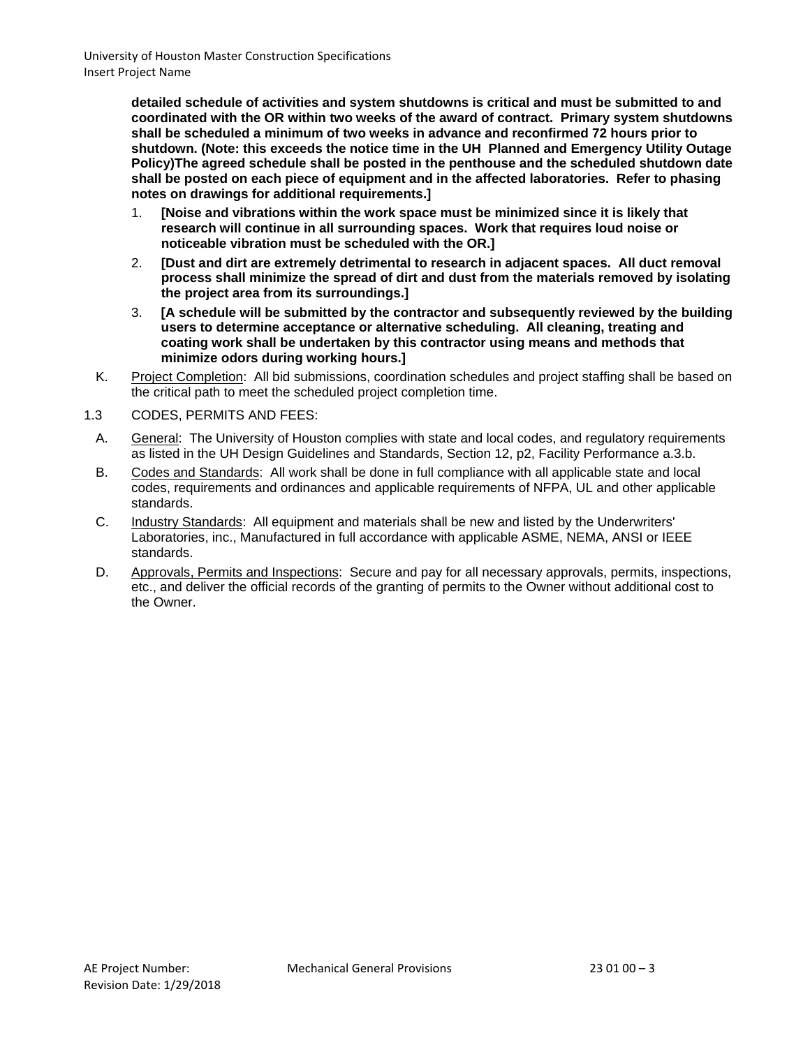**detailed schedule of activities and system shutdowns is critical and must be submitted to and coordinated with the OR within two weeks of the award of contract. Primary system shutdowns shall be scheduled a minimum of two weeks in advance and reconfirmed 72 hours prior to shutdown. (Note: this exceeds the notice time in the UH Planned and Emergency Utility Outage Policy)The agreed schedule shall be posted in the penthouse and the scheduled shutdown date shall be posted on each piece of equipment and in the affected laboratories. Refer to phasing notes on drawings for additional requirements.]**

1. **[Noise and vibrations within the work space must be minimized since it is likely that research will continue in all surrounding spaces. Work that requires loud noise or noticeable vibration must be scheduled with the OR.]**
2. **[Dust and dirt are extremely detrimental to research in adjacent spaces. All duct removal process shall minimize the spread of dirt and dust from the materials removed by isolating the project area from its surroundings.]**
3. **[A schedule will be submitted by the contractor and subsequently reviewed by the building users to determine acceptance or alternative scheduling. All cleaning, treating and coating work shall be undertaken by this contractor using means and methods that minimize odors during working hours.]**

K. Project Completion: All bid submissions, coordination schedules and project staffing shall be based on the critical path to meet the scheduled project completion time.

1.3 CODES, PERMITS AND FEES:

A. General: The University of Houston complies with state and local codes, and regulatory requirements as listed in the UH Design Guidelines and Standards, Section 12, p2, Facility Performance a.3.b.

B. Codes and Standards: All work shall be done in full compliance with all applicable state and local codes, requirements and ordinances and applicable requirements of NFPA, UL and other applicable standards.

C. Industry Standards: All equipment and materials shall be new and listed by the Underwriters' Laboratories, inc., Manufactured in full accordance with applicable ASME, NEMA, ANSI or IEEE standards.

D. Approvals, Permits and Inspections: Secure and pay for all necessary approvals, permits, inspections, etc., and deliver the official records of the granting of permits to the Owner without additional cost to the Owner.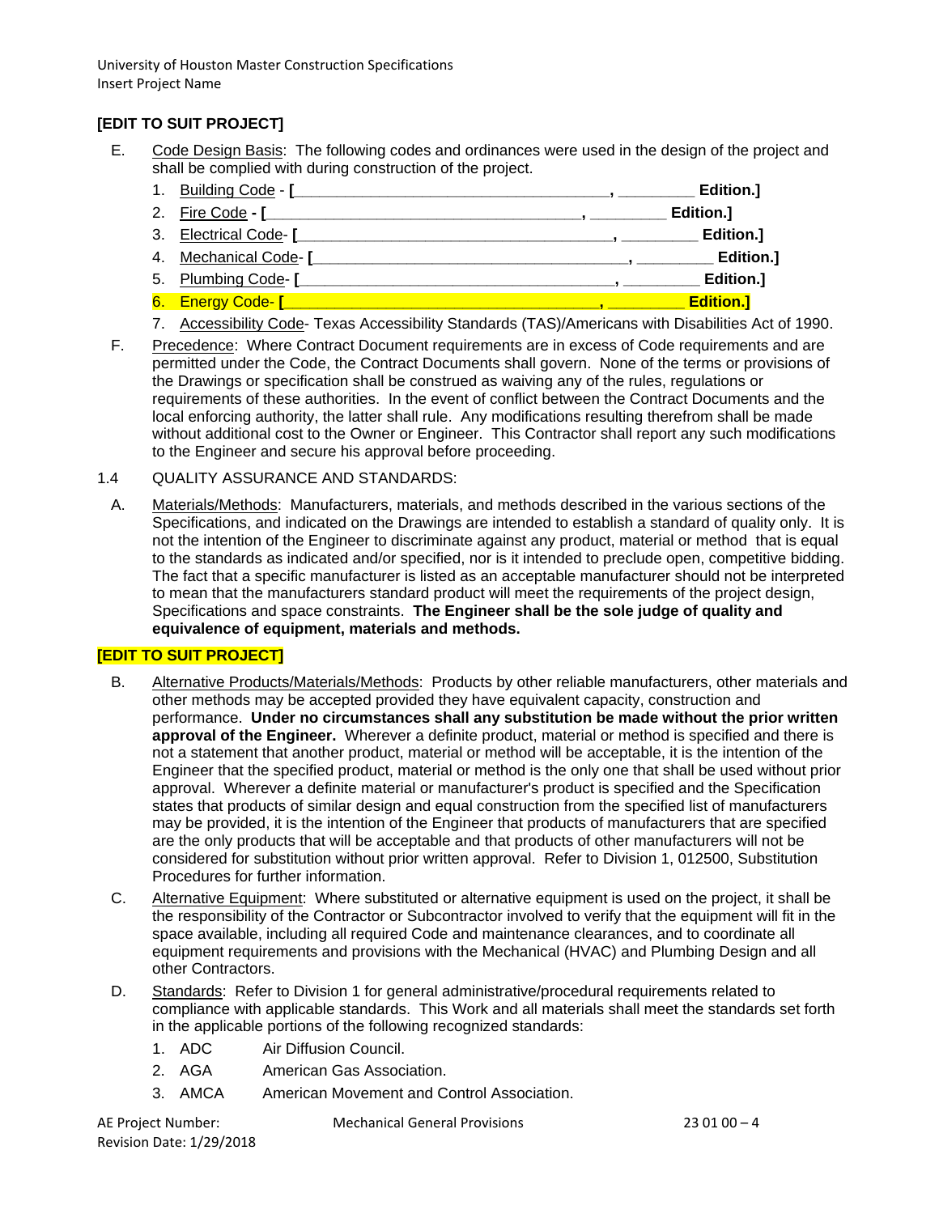**[EDIT TO SUIT PROJECT]**

E. Code Design Basis: The following codes and ordinances were used in the design of the project and shall be complied with during construction of the project.

1. Building Code - **[___________________________________, ________ Edition.]**
2. Fire Code **- [___________________________________, ________ Edition.]**
3. Electrical Code- **[___________________________________, ________ Edition.]**
4. Mechanical Code- **[___________________________________, ________ Edition.]**
5. Plumbing Code- **[___________________________________, ________ Edition.]**
6. Energy Code- **[___________________________________, ________ Edition.]**
7. Accessibility Code- Texas Accessibility Standards (TAS)/Americans with Disabilities Act of 1990.

F. Precedence: Where Contract Document requirements are in excess of Code requirements and are permitted under the Code, the Contract Documents shall govern. None of the terms or provisions of the Drawings or specification shall be construed as waiving any of the rules, regulations or requirements of these authorities. In the event of conflict between the Contract Documents and the local enforcing authority, the latter shall rule. Any modifications resulting therefrom shall be made without additional cost to the Owner or Engineer. This Contractor shall report any such modifications to the Engineer and secure his approval before proceeding.

1.4 QUALITY ASSURANCE AND STANDARDS:

A. Materials/Methods: Manufacturers, materials, and methods described in the various sections of the Specifications, and indicated on the Drawings are intended to establish a standard of quality only. It is not the intention of the Engineer to discriminate against any product, material or method that is equal to the standards as indicated and/or specified, nor is it intended to preclude open, competitive bidding. The fact that a specific manufacturer is listed as an acceptable manufacturer should not be interpreted to mean that the manufacturers standard product will meet the requirements of the project design, Specifications and space constraints. **The Engineer shall be the sole judge of quality and equivalence of equipment, materials and methods.**

**[EDIT TO SUIT PROJECT]**

B. Alternative Products/Materials/Methods: Products by other reliable manufacturers, other materials and other methods may be accepted provided they have equivalent capacity, construction and performance. **Under no circumstances shall any substitution be made without the prior written approval of the Engineer.** Wherever a definite product, material or method is specified and there is not a statement that another product, material or method will be acceptable, it is the intention of the Engineer that the specified product, material or method is the only one that shall be used without prior approval. Wherever a definite material or manufacturer's product is specified and the Specification states that products of similar design and equal construction from the specified list of manufacturers may be provided, it is the intention of the Engineer that products of manufacturers that are specified are the only products that will be acceptable and that products of other manufacturers will not be considered for substitution without prior written approval. Refer to Division 1, 012500, Substitution Procedures for further information.

C. Alternative Equipment: Where substituted or alternative equipment is used on the project, it shall be the responsibility of the Contractor or Subcontractor involved to verify that the equipment will fit in the space available, including all required Code and maintenance clearances, and to coordinate all equipment requirements and provisions with the Mechanical (HVAC) and Plumbing Design and all other Contractors.

D. Standards: Refer to Division 1 for general administrative/procedural requirements related to compliance with applicable standards. This Work and all materials shall meet the standards set forth in the applicable portions of the following recognized standards:

1. ADC Air Diffusion Council.
2. AGA American Gas Association.
3. AMCA American Movement and Control Association.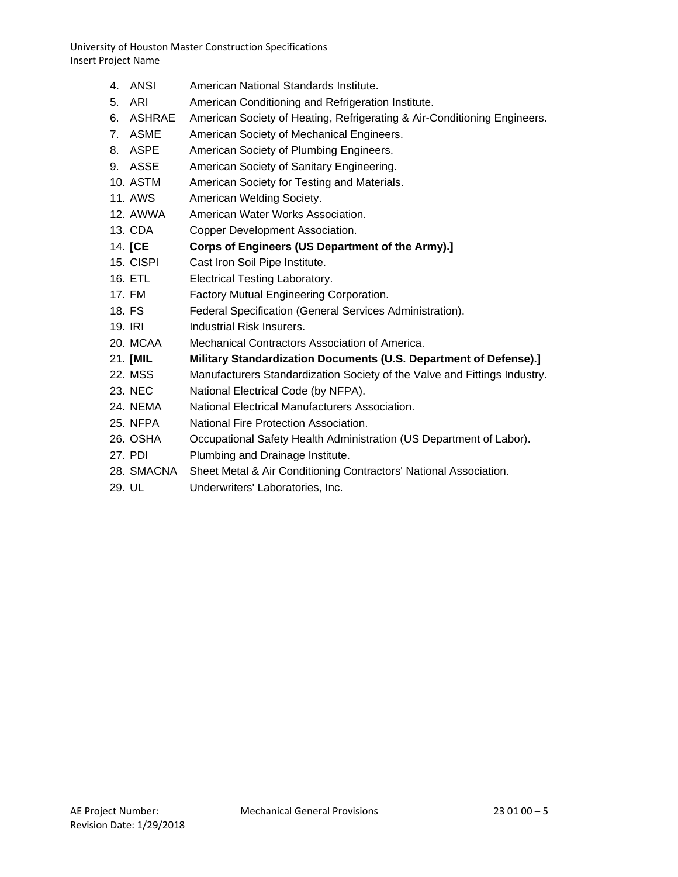4. ANSI American National Standards Institute.
5. ARI American Conditioning and Refrigeration Institute.
6. ASHRAE American Society of Heating, Refrigerating & Air-Conditioning Engineers.
7. ASME American Society of Mechanical Engineers.
8. ASPE American Society of Plumbing Engineers.
9. ASSE American Society of Sanitary Engineering.
10. ASTM American Society for Testing and Materials.
11. AWS American Welding Society.
12. AWWA American Water Works Association.
13. CDA Copper Development Association.
14. **[CE Corps of Engineers (US Department of the Army).]**
15. CISPI Cast Iron Soil Pipe Institute.
16. ETL Electrical Testing Laboratory.
17. FM Factory Mutual Engineering Corporation.
18. FS Federal Specification (General Services Administration).
19. IRI Industrial Risk Insurers.
20. MCAA Mechanical Contractors Association of America.
21. **[MIL Military Standardization Documents (U.S. Department of Defense).]**
22. MSS Manufacturers Standardization Society of the Valve and Fittings Industry.
23. NEC National Electrical Code (by NFPA).
24. NEMA National Electrical Manufacturers Association.
25. NFPA National Fire Protection Association.
26. OSHA Occupational Safety Health Administration (US Department of Labor).
27. PDI Plumbing and Drainage Institute.
28. SMACNA Sheet Metal & Air Conditioning Contractors' National Association.
29. UL Underwriters' Laboratories, Inc.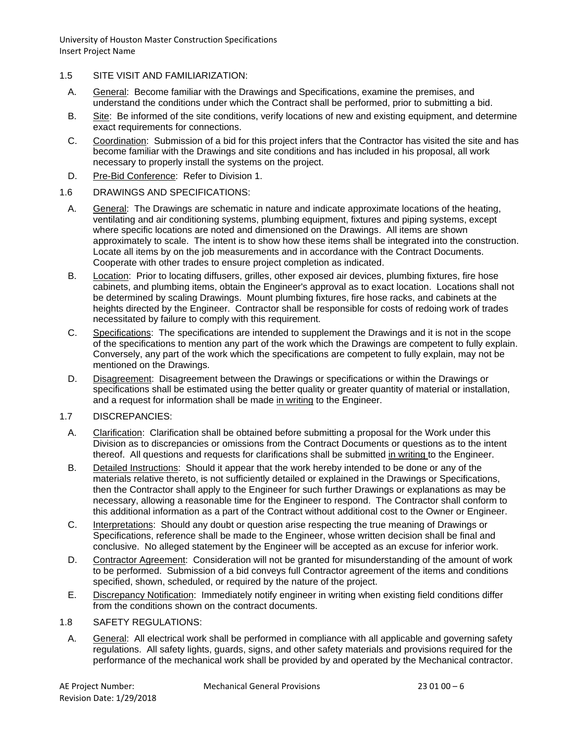## 1.5 SITE VISIT AND FAMILIARIZATION:

A. General: Become familiar with the Drawings and Specifications, examine the premises, and understand the conditions under which the Contract shall be performed, prior to submitting a bid.

B. Site: Be informed of the site conditions, verify locations of new and existing equipment, and determine exact requirements for connections.

C. Coordination: Submission of a bid for this project infers that the Contractor has visited the site and has become familiar with the Drawings and site conditions and has included in his proposal, all work necessary to properly install the systems on the project.

D. Pre-Bid Conference: Refer to Division 1.

## 1.6 DRAWINGS AND SPECIFICATIONS:

A. General: The Drawings are schematic in nature and indicate approximate locations of the heating, ventilating and air conditioning systems, plumbing equipment, fixtures and piping systems, except where specific locations are noted and dimensioned on the Drawings. All items are shown approximately to scale. The intent is to show how these items shall be integrated into the construction. Locate all items by on the job measurements and in accordance with the Contract Documents. Cooperate with other trades to ensure project completion as indicated.

B. Location: Prior to locating diffusers, grilles, other exposed air devices, plumbing fixtures, fire hose cabinets, and plumbing items, obtain the Engineer's approval as to exact location. Locations shall not be determined by scaling Drawings. Mount plumbing fixtures, fire hose racks, and cabinets at the heights directed by the Engineer. Contractor shall be responsible for costs of redoing work of trades necessitated by failure to comply with this requirement.

C. Specifications: The specifications are intended to supplement the Drawings and it is not in the scope of the specifications to mention any part of the work which the Drawings are competent to fully explain. Conversely, any part of the work which the specifications are competent to fully explain, may not be mentioned on the Drawings.

D. Disagreement: Disagreement between the Drawings or specifications or within the Drawings or specifications shall be estimated using the better quality or greater quantity of material or installation, and a request for information shall be made in writing to the Engineer.

## 1.7 DISCREPANCIES:

A. Clarification: Clarification shall be obtained before submitting a proposal for the Work under this Division as to discrepancies or omissions from the Contract Documents or questions as to the intent thereof. All questions and requests for clarifications shall be submitted in writing to the Engineer.

B. Detailed Instructions: Should it appear that the work hereby intended to be done or any of the materials relative thereto, is not sufficiently detailed or explained in the Drawings or Specifications, then the Contractor shall apply to the Engineer for such further Drawings or explanations as may be necessary, allowing a reasonable time for the Engineer to respond. The Contractor shall conform to this additional information as a part of the Contract without additional cost to the Owner or Engineer.

C. Interpretations: Should any doubt or question arise respecting the true meaning of Drawings or Specifications, reference shall be made to the Engineer, whose written decision shall be final and conclusive. No alleged statement by the Engineer will be accepted as an excuse for inferior work.

D. Contractor Agreement: Consideration will not be granted for misunderstanding of the amount of work to be performed. Submission of a bid conveys full Contractor agreement of the items and conditions specified, shown, scheduled, or required by the nature of the project.

E. Discrepancy Notification: Immediately notify engineer in writing when existing field conditions differ from the conditions shown on the contract documents.

## 1.8 SAFETY REGULATIONS:

A. General: All electrical work shall be performed in compliance with all applicable and governing safety regulations. All safety lights, guards, signs, and other safety materials and provisions required for the performance of the mechanical work shall be provided by and operated by the Mechanical contractor.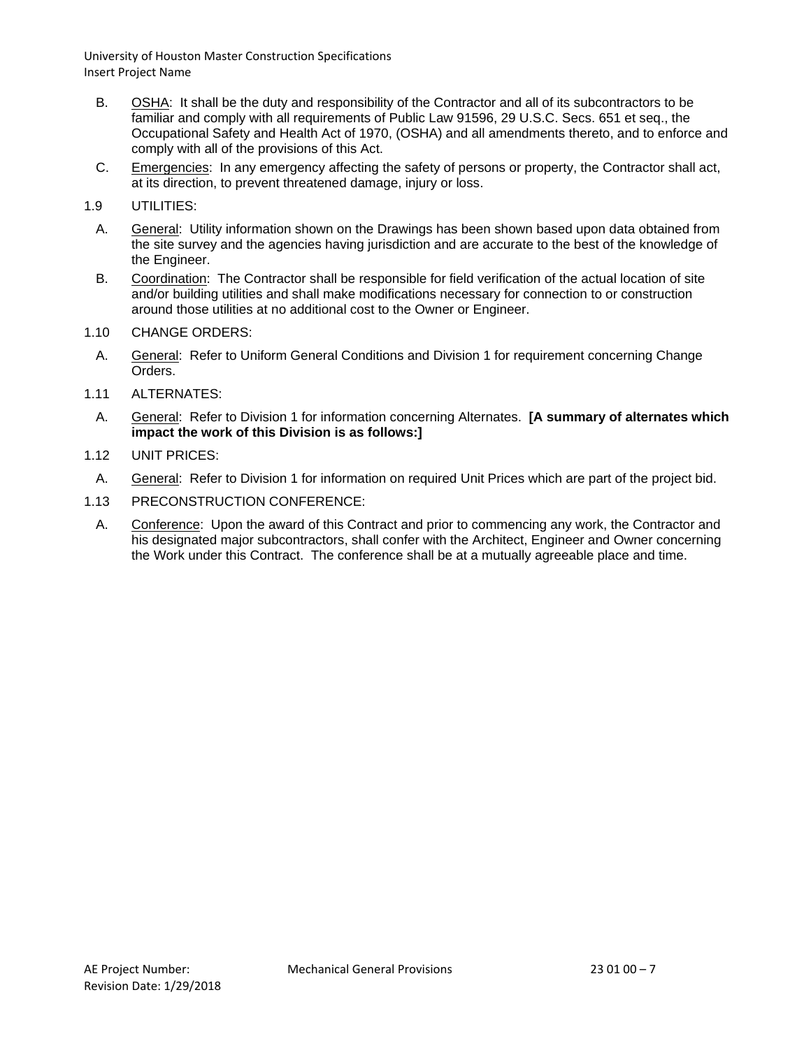B. OSHA: It shall be the duty and responsibility of the Contractor and all of its subcontractors to be familiar and comply with all requirements of Public Law 91596, 29 U.S.C. Secs. 651 et seq., the Occupational Safety and Health Act of 1970, (OSHA) and all amendments thereto, and to enforce and comply with all of the provisions of this Act.

C. Emergencies: In any emergency affecting the safety of persons or property, the Contractor shall act, at its direction, to prevent threatened damage, injury or loss.

1.9 UTILITIES:

A. General: Utility information shown on the Drawings has been shown based upon data obtained from the site survey and the agencies having jurisdiction and are accurate to the best of the knowledge of the Engineer.

B. Coordination: The Contractor shall be responsible for field verification of the actual location of site and/or building utilities and shall make modifications necessary for connection to or construction around those utilities at no additional cost to the Owner or Engineer.

1.10 CHANGE ORDERS:

A. General: Refer to Uniform General Conditions and Division 1 for requirement concerning Change Orders.

1.11 ALTERNATES:

A. General: Refer to Division 1 for information concerning Alternates. **[A summary of alternates which impact the work of this Division is as follows:]**

1.12 UNIT PRICES:

A. General: Refer to Division 1 for information on required Unit Prices which are part of the project bid.

1.13 PRECONSTRUCTION CONFERENCE:

A. Conference: Upon the award of this Contract and prior to commencing any work, the Contractor and his designated major subcontractors, shall confer with the Architect, Engineer and Owner concerning the Work under this Contract. The conference shall be at a mutually agreeable place and time.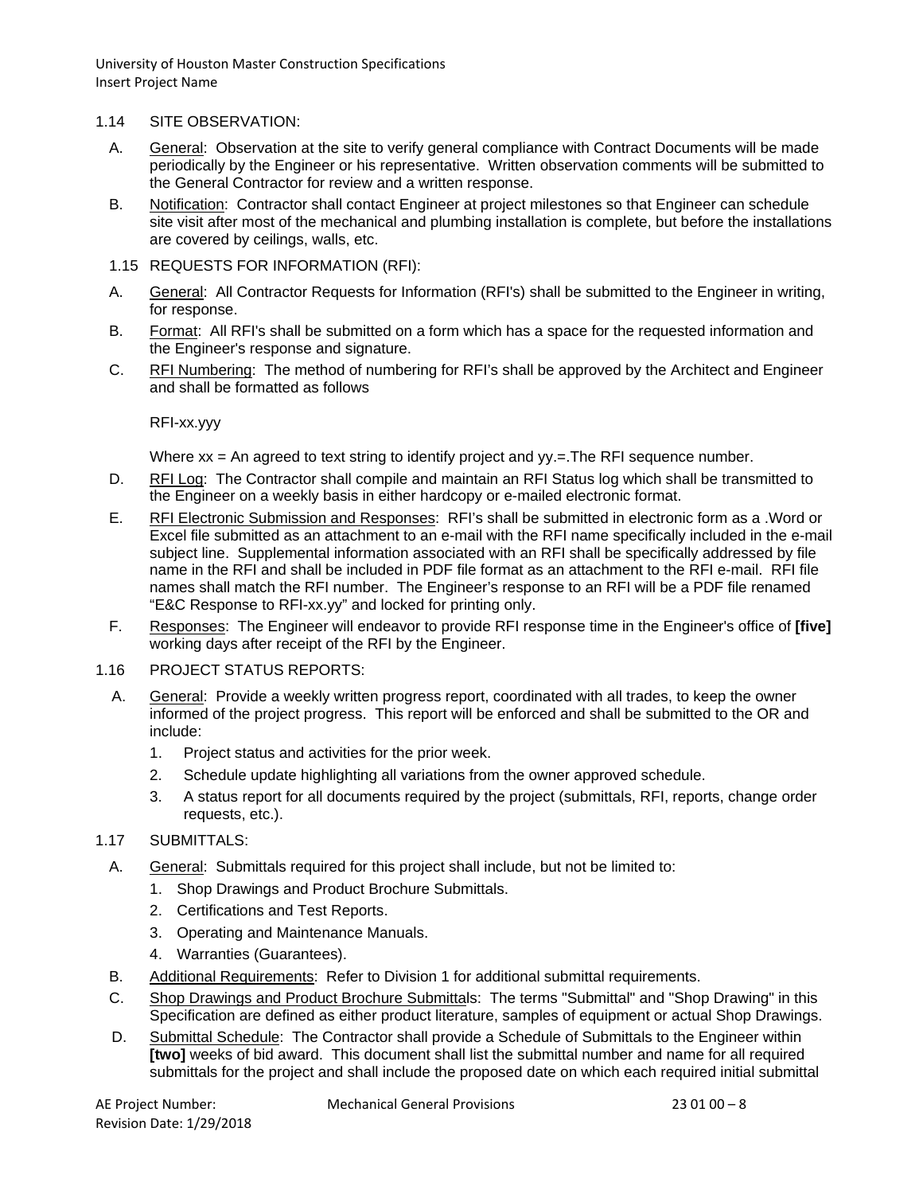1.14 SITE OBSERVATION:

A. General: Observation at the site to verify general compliance with Contract Documents will be made periodically by the Engineer or his representative. Written observation comments will be submitted to the General Contractor for review and a written response.

B. Notification: Contractor shall contact Engineer at project milestones so that Engineer can schedule site visit after most of the mechanical and plumbing installation is complete, but before the installations are covered by ceilings, walls, etc.

1.15 REQUESTS FOR INFORMATION (RFI):

A. General: All Contractor Requests for Information (RFI's) shall be submitted to the Engineer in writing, for response.

B. Format: All RFI's shall be submitted on a form which has a space for the requested information and the Engineer's response and signature.

C. RFI Numbering: The method of numbering for RFI's shall be approved by the Architect and Engineer and shall be formatted as follows

RFI-xx.yyy

Where xx = An agreed to text string to identify project and yy.=.The RFI sequence number.

D. RFI Log: The Contractor shall compile and maintain an RFI Status log which shall be transmitted to the Engineer on a weekly basis in either hardcopy or e-mailed electronic format.

E. RFI Electronic Submission and Responses: RFI's shall be submitted in electronic form as a .Word or Excel file submitted as an attachment to an e-mail with the RFI name specifically included in the e-mail subject line. Supplemental information associated with an RFI shall be specifically addressed by file name in the RFI and shall be included in PDF file format as an attachment to the RFI e-mail. RFI file names shall match the RFI number. The Engineer's response to an RFI will be a PDF file renamed "E&C Response to RFI-xx.yy" and locked for printing only.

F. Responses: The Engineer will endeavor to provide RFI response time in the Engineer's office of **[five]** working days after receipt of the RFI by the Engineer.

1.16 PROJECT STATUS REPORTS:

A. General: Provide a weekly written progress report, coordinated with all trades, to keep the owner informed of the project progress. This report will be enforced and shall be submitted to the OR and include:

1. Project status and activities for the prior week.
2. Schedule update highlighting all variations from the owner approved schedule.
3. A status report for all documents required by the project (submittals, RFI, reports, change order requests, etc.).

1.17 SUBMITTALS:

A. General: Submittals required for this project shall include, but not be limited to:

1. Shop Drawings and Product Brochure Submittals.
2. Certifications and Test Reports.
3. Operating and Maintenance Manuals.
4. Warranties (Guarantees).

B. Additional Requirements: Refer to Division 1 for additional submittal requirements.

C. Shop Drawings and Product Brochure Submittals: The terms "Submittal" and "Shop Drawing" in this Specification are defined as either product literature, samples of equipment or actual Shop Drawings.

D. Submittal Schedule: The Contractor shall provide a Schedule of Submittals to the Engineer within **[two]** weeks of bid award. This document shall list the submittal number and name for all required submittals for the project and shall include the proposed date on which each required initial submittal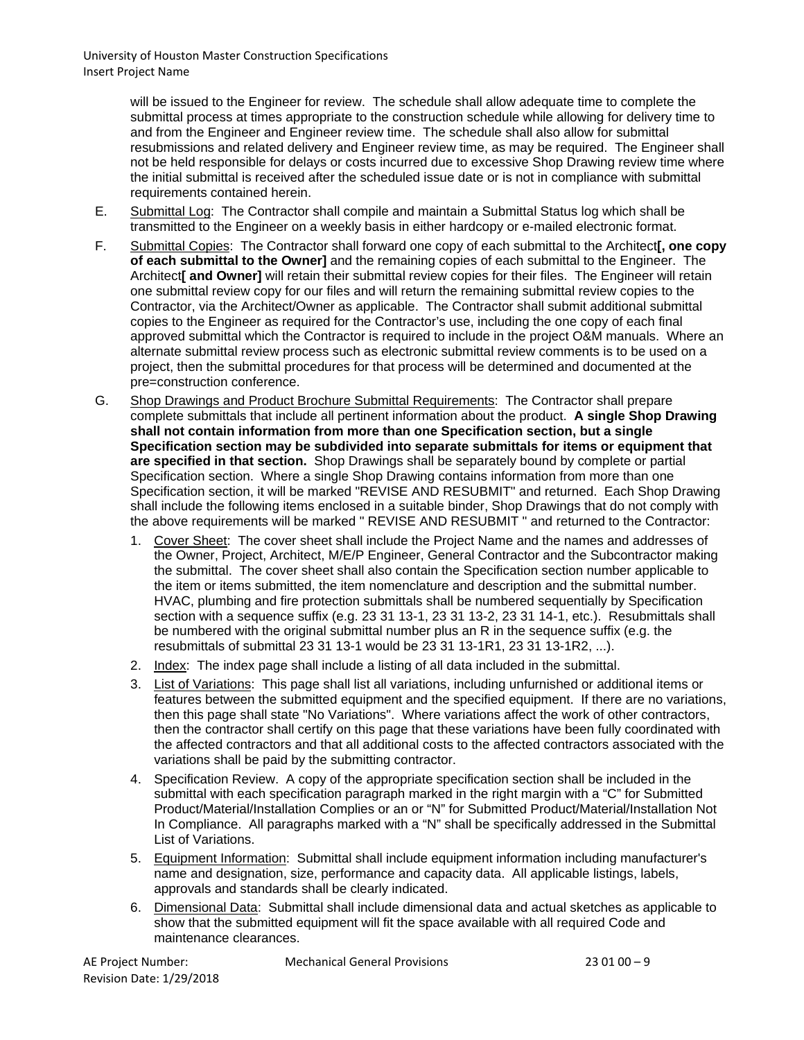will be issued to the Engineer for review. The schedule shall allow adequate time to complete the submittal process at times appropriate to the construction schedule while allowing for delivery time to and from the Engineer and Engineer review time. The schedule shall also allow for submittal resubmissions and related delivery and Engineer review time, as may be required. The Engineer shall not be held responsible for delays or costs incurred due to excessive Shop Drawing review time where the initial submittal is received after the scheduled issue date or is not in compliance with submittal requirements contained herein.

E. Submittal Log: The Contractor shall compile and maintain a Submittal Status log which shall be transmitted to the Engineer on a weekly basis in either hardcopy or e-mailed electronic format.

F. Submittal Copies: The Contractor shall forward one copy of each submittal to the Architect**[, one copy of each submittal to the Owner]** and the remaining copies of each submittal to the Engineer. The Architect**[ and Owner]** will retain their submittal review copies for their files. The Engineer will retain one submittal review copy for our files and will return the remaining submittal review copies to the Contractor, via the Architect/Owner as applicable. The Contractor shall submit additional submittal copies to the Engineer as required for the Contractor's use, including the one copy of each final approved submittal which the Contractor is required to include in the project O&M manuals. Where an alternate submittal review process such as electronic submittal review comments is to be used on a project, then the submittal procedures for that process will be determined and documented at the pre=construction conference.

G. Shop Drawings and Product Brochure Submittal Requirements: The Contractor shall prepare complete submittals that include all pertinent information about the product. **A single Shop Drawing shall not contain information from more than one Specification section, but a single Specification section may be subdivided into separate submittals for items or equipment that are specified in that section.** Shop Drawings shall be separately bound by complete or partial Specification section. Where a single Shop Drawing contains information from more than one Specification section, it will be marked "REVISE AND RESUBMIT" and returned. Each Shop Drawing shall include the following items enclosed in a suitable binder, Shop Drawings that do not comply with the above requirements will be marked " REVISE AND RESUBMIT " and returned to the Contractor:

1. Cover Sheet: The cover sheet shall include the Project Name and the names and addresses of the Owner, Project, Architect, M/E/P Engineer, General Contractor and the Subcontractor making the submittal. The cover sheet shall also contain the Specification section number applicable to the item or items submitted, the item nomenclature and description and the submittal number. HVAC, plumbing and fire protection submittals shall be numbered sequentially by Specification section with a sequence suffix (e.g. 23 31 13-1, 23 31 13-2, 23 31 14-1, etc.). Resubmittals shall be numbered with the original submittal number plus an R in the sequence suffix (e.g. the resubmittals of submittal 23 31 13-1 would be 23 31 13-1R1, 23 31 13-1R2, ...).
2. Index: The index page shall include a listing of all data included in the submittal.
3. List of Variations: This page shall list all variations, including unfurnished or additional items or features between the submitted equipment and the specified equipment. If there are no variations, then this page shall state "No Variations". Where variations affect the work of other contractors, then the contractor shall certify on this page that these variations have been fully coordinated with the affected contractors and that all additional costs to the affected contractors associated with the variations shall be paid by the submitting contractor.
4. Specification Review. A copy of the appropriate specification section shall be included in the submittal with each specification paragraph marked in the right margin with a "C" for Submitted Product/Material/Installation Complies or an or "N" for Submitted Product/Material/Installation Not In Compliance. All paragraphs marked with a "N" shall be specifically addressed in the Submittal List of Variations.
5. Equipment Information: Submittal shall include equipment information including manufacturer's name and designation, size, performance and capacity data. All applicable listings, labels, approvals and standards shall be clearly indicated.
6. Dimensional Data: Submittal shall include dimensional data and actual sketches as applicable to show that the submitted equipment will fit the space available with all required Code and maintenance clearances.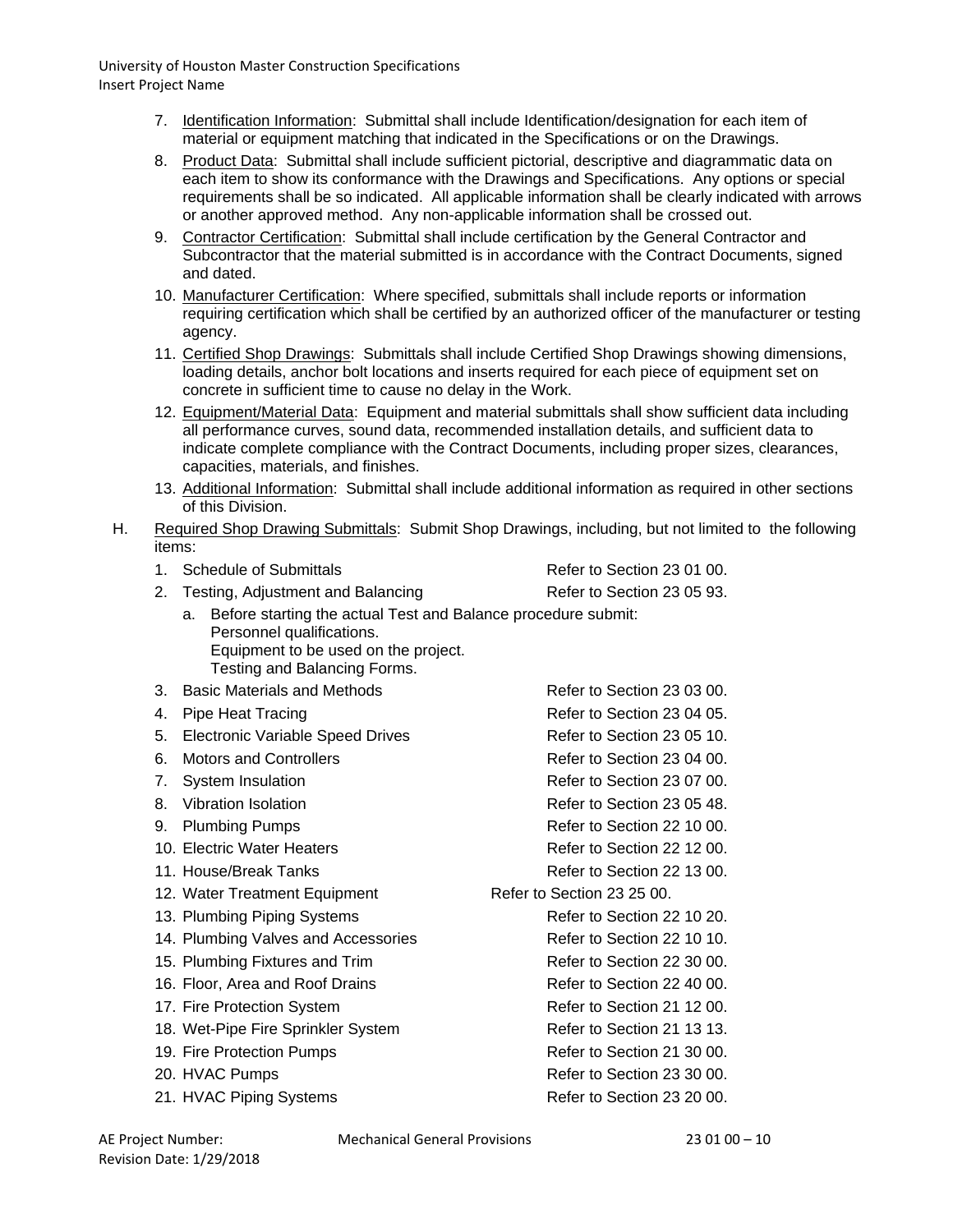7. Identification Information: Submittal shall include Identification/designation for each item of material or equipment matching that indicated in the Specifications or on the Drawings.
8. Product Data: Submittal shall include sufficient pictorial, descriptive and diagrammatic data on each item to show its conformance with the Drawings and Specifications. Any options or special requirements shall be so indicated. All applicable information shall be clearly indicated with arrows or another approved method. Any non-applicable information shall be crossed out.
9. Contractor Certification: Submittal shall include certification by the General Contractor and Subcontractor that the material submitted is in accordance with the Contract Documents, signed and dated.
10. Manufacturer Certification: Where specified, submittals shall include reports or information requiring certification which shall be certified by an authorized officer of the manufacturer or testing agency.
11. Certified Shop Drawings: Submittals shall include Certified Shop Drawings showing dimensions, loading details, anchor bolt locations and inserts required for each piece of equipment set on concrete in sufficient time to cause no delay in the Work.
12. Equipment/Material Data: Equipment and material submittals shall show sufficient data including all performance curves, sound data, recommended installation details, and sufficient data to indicate complete compliance with the Contract Documents, including proper sizes, clearances, capacities, materials, and finishes.
13. Additional Information: Submittal shall include additional information as required in other sections of this Division.

H. Required Shop Drawing Submittals: Submit Shop Drawings, including, but not limited to the following items:

1. Schedule of Submittals — Refer to Section 23 01 00.
2. Testing, Adjustment and Balancing — Refer to Section 23 05 93.
   a. Before starting the actual Test and Balance procedure submit:
      Personnel qualifications.
      Equipment to be used on the project.
      Testing and Balancing Forms.
3. Basic Materials and Methods — Refer to Section 23 03 00.
4. Pipe Heat Tracing — Refer to Section 23 04 05.
5. Electronic Variable Speed Drives — Refer to Section 23 05 10.
6. Motors and Controllers — Refer to Section 23 04 00.
7. System Insulation — Refer to Section 23 07 00.
8. Vibration Isolation — Refer to Section 23 05 48.
9. Plumbing Pumps — Refer to Section 22 10 00.
10. Electric Water Heaters — Refer to Section 22 12 00.
11. House/Break Tanks — Refer to Section 22 13 00.
12. Water Treatment Equipment — Refer to Section 23 25 00.
13. Plumbing Piping Systems — Refer to Section 22 10 20.
14. Plumbing Valves and Accessories — Refer to Section 22 10 10.
15. Plumbing Fixtures and Trim — Refer to Section 22 30 00.
16. Floor, Area and Roof Drains — Refer to Section 22 40 00.
17. Fire Protection System — Refer to Section 21 12 00.
18. Wet-Pipe Fire Sprinkler System — Refer to Section 21 13 13.
19. Fire Protection Pumps — Refer to Section 21 30 00.
20. HVAC Pumps — Refer to Section 23 30 00.
21. HVAC Piping Systems — Refer to Section 23 20 00.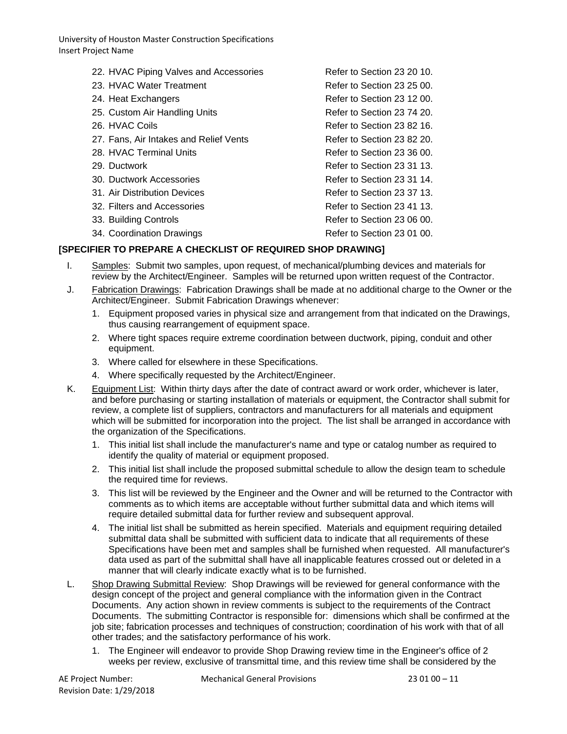22. HVAC Piping Valves and Accessories — Refer to Section 23 20 10.
23. HVAC Water Treatment — Refer to Section 23 25 00.
24. Heat Exchangers — Refer to Section 23 12 00.
25. Custom Air Handling Units — Refer to Section 23 74 20.
26. HVAC Coils — Refer to Section 23 82 16.
27. Fans, Air Intakes and Relief Vents — Refer to Section 23 82 20.
28. HVAC Terminal Units — Refer to Section 23 36 00.
29. Ductwork — Refer to Section 23 31 13.
30. Ductwork Accessories — Refer to Section 23 31 14.
31. Air Distribution Devices — Refer to Section 23 37 13.
32. Filters and Accessories — Refer to Section 23 41 13.
33. Building Controls — Refer to Section 23 06 00.
34. Coordination Drawings — Refer to Section 23 01 00.

**[SPECIFIER TO PREPARE A CHECKLIST OF REQUIRED SHOP DRAWING]**

I. Samples: Submit two samples, upon request, of mechanical/plumbing devices and materials for review by the Architect/Engineer. Samples will be returned upon written request of the Contractor.

J. Fabrication Drawings: Fabrication Drawings shall be made at no additional charge to the Owner or the Architect/Engineer. Submit Fabrication Drawings whenever:

1. Equipment proposed varies in physical size and arrangement from that indicated on the Drawings, thus causing rearrangement of equipment space.
2. Where tight spaces require extreme coordination between ductwork, piping, conduit and other equipment.
3. Where called for elsewhere in these Specifications.
4. Where specifically requested by the Architect/Engineer.

K. Equipment List: Within thirty days after the date of contract award or work order, whichever is later, and before purchasing or starting installation of materials or equipment, the Contractor shall submit for review, a complete list of suppliers, contractors and manufacturers for all materials and equipment which will be submitted for incorporation into the project. The list shall be arranged in accordance with the organization of the Specifications.

1. This initial list shall include the manufacturer's name and type or catalog number as required to identify the quality of material or equipment proposed.
2. This initial list shall include the proposed submittal schedule to allow the design team to schedule the required time for reviews.
3. This list will be reviewed by the Engineer and the Owner and will be returned to the Contractor with comments as to which items are acceptable without further submittal data and which items will require detailed submittal data for further review and subsequent approval.
4. The initial list shall be submitted as herein specified. Materials and equipment requiring detailed submittal data shall be submitted with sufficient data to indicate that all requirements of these Specifications have been met and samples shall be furnished when requested. All manufacturer's data used as part of the submittal shall have all inapplicable features crossed out or deleted in a manner that will clearly indicate exactly what is to be furnished.

L. Shop Drawing Submittal Review: Shop Drawings will be reviewed for general conformance with the design concept of the project and general compliance with the information given in the Contract Documents. Any action shown in review comments is subject to the requirements of the Contract Documents. The submitting Contractor is responsible for: dimensions which shall be confirmed at the job site; fabrication processes and techniques of construction; coordination of his work with that of all other trades; and the satisfactory performance of his work.

1. The Engineer will endeavor to provide Shop Drawing review time in the Engineer's office of 2 weeks per review, exclusive of transmittal time, and this review time shall be considered by the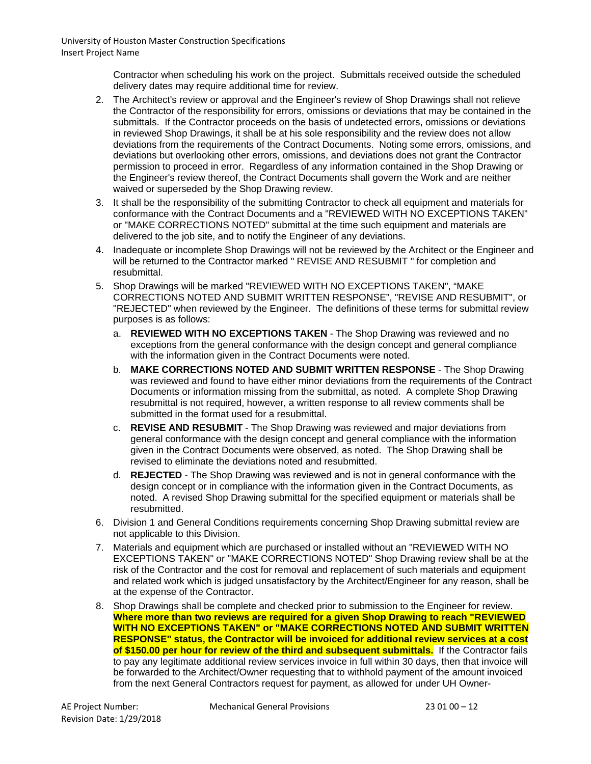Contractor when scheduling his work on the project. Submittals received outside the scheduled delivery dates may require additional time for review.

2. The Architect's review or approval and the Engineer's review of Shop Drawings shall not relieve the Contractor of the responsibility for errors, omissions or deviations that may be contained in the submittals. If the Contractor proceeds on the basis of undetected errors, omissions or deviations in reviewed Shop Drawings, it shall be at his sole responsibility and the review does not allow deviations from the requirements of the Contract Documents. Noting some errors, omissions, and deviations but overlooking other errors, omissions, and deviations does not grant the Contractor permission to proceed in error. Regardless of any information contained in the Shop Drawing or the Engineer's review thereof, the Contract Documents shall govern the Work and are neither waived or superseded by the Shop Drawing review.
3. It shall be the responsibility of the submitting Contractor to check all equipment and materials for conformance with the Contract Documents and a "REVIEWED WITH NO EXCEPTIONS TAKEN" or "MAKE CORRECTIONS NOTED" submittal at the time such equipment and materials are delivered to the job site, and to notify the Engineer of any deviations.
4. Inadequate or incomplete Shop Drawings will not be reviewed by the Architect or the Engineer and will be returned to the Contractor marked " REVISE AND RESUBMIT " for completion and resubmittal.
5. Shop Drawings will be marked "REVIEWED WITH NO EXCEPTIONS TAKEN", "MAKE CORRECTIONS NOTED AND SUBMIT WRITTEN RESPONSE", "REVISE AND RESUBMIT", or "REJECTED" when reviewed by the Engineer. The definitions of these terms for submittal review purposes is as follows:
   a. **REVIEWED WITH NO EXCEPTIONS TAKEN** - The Shop Drawing was reviewed and no exceptions from the general conformance with the design concept and general compliance with the information given in the Contract Documents were noted.
   b. **MAKE CORRECTIONS NOTED AND SUBMIT WRITTEN RESPONSE** - The Shop Drawing was reviewed and found to have either minor deviations from the requirements of the Contract Documents or information missing from the submittal, as noted. A complete Shop Drawing resubmittal is not required, however, a written response to all review comments shall be submitted in the format used for a resubmittal.
   c. **REVISE AND RESUBMIT** - The Shop Drawing was reviewed and major deviations from general conformance with the design concept and general compliance with the information given in the Contract Documents were observed, as noted. The Shop Drawing shall be revised to eliminate the deviations noted and resubmitted.
   d. **REJECTED** - The Shop Drawing was reviewed and is not in general conformance with the design concept or in compliance with the information given in the Contract Documents, as noted. A revised Shop Drawing submittal for the specified equipment or materials shall be resubmitted.
6. Division 1 and General Conditions requirements concerning Shop Drawing submittal review are not applicable to this Division.
7. Materials and equipment which are purchased or installed without an "REVIEWED WITH NO EXCEPTIONS TAKEN" or "MAKE CORRECTIONS NOTED" Shop Drawing review shall be at the risk of the Contractor and the cost for removal and replacement of such materials and equipment and related work which is judged unsatisfactory by the Architect/Engineer for any reason, shall be at the expense of the Contractor.
8. Shop Drawings shall be complete and checked prior to submission to the Engineer for review. **Where more than two reviews are required for a given Shop Drawing to reach "REVIEWED WITH NO EXCEPTIONS TAKEN" or "MAKE CORRECTIONS NOTED AND SUBMIT WRITTEN RESPONSE" status, the Contractor will be invoiced for additional review services at a cost of $150.00 per hour for review of the third and subsequent submittals.** If the Contractor fails to pay any legitimate additional review services invoice in full within 30 days, then that invoice will be forwarded to the Architect/Owner requesting that to withhold payment of the amount invoiced from the next General Contractors request for payment, as allowed for under UH Owner-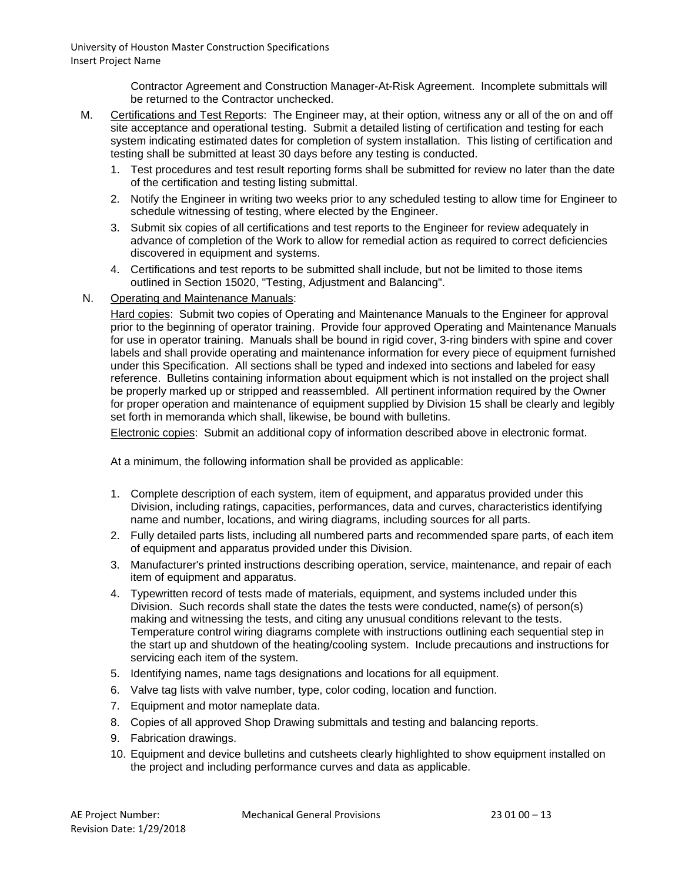Contractor Agreement and Construction Manager-At-Risk Agreement. Incomplete submittals will be returned to the Contractor unchecked.

M. Certifications and Test Reports: The Engineer may, at their option, witness any or all of the on and off site acceptance and operational testing. Submit a detailed listing of certification and testing for each system indicating estimated dates for completion of system installation. This listing of certification and testing shall be submitted at least 30 days before any testing is conducted.

1. Test procedures and test result reporting forms shall be submitted for review no later than the date of the certification and testing listing submittal.
2. Notify the Engineer in writing two weeks prior to any scheduled testing to allow time for Engineer to schedule witnessing of testing, where elected by the Engineer.
3. Submit six copies of all certifications and test reports to the Engineer for review adequately in advance of completion of the Work to allow for remedial action as required to correct deficiencies discovered in equipment and systems.
4. Certifications and test reports to be submitted shall include, but not be limited to those items outlined in Section 15020, "Testing, Adjustment and Balancing".

N. Operating and Maintenance Manuals:

Hard copies: Submit two copies of Operating and Maintenance Manuals to the Engineer for approval prior to the beginning of operator training. Provide four approved Operating and Maintenance Manuals for use in operator training. Manuals shall be bound in rigid cover, 3-ring binders with spine and cover labels and shall provide operating and maintenance information for every piece of equipment furnished under this Specification. All sections shall be typed and indexed into sections and labeled for easy reference. Bulletins containing information about equipment which is not installed on the project shall be properly marked up or stripped and reassembled. All pertinent information required by the Owner for proper operation and maintenance of equipment supplied by Division 15 shall be clearly and legibly set forth in memoranda which shall, likewise, be bound with bulletins.

Electronic copies: Submit an additional copy of information described above in electronic format.

At a minimum, the following information shall be provided as applicable:

1. Complete description of each system, item of equipment, and apparatus provided under this Division, including ratings, capacities, performances, data and curves, characteristics identifying name and number, locations, and wiring diagrams, including sources for all parts.
2. Fully detailed parts lists, including all numbered parts and recommended spare parts, of each item of equipment and apparatus provided under this Division.
3. Manufacturer's printed instructions describing operation, service, maintenance, and repair of each item of equipment and apparatus.
4. Typewritten record of tests made of materials, equipment, and systems included under this Division. Such records shall state the dates the tests were conducted, name(s) of person(s) making and witnessing the tests, and citing any unusual conditions relevant to the tests. Temperature control wiring diagrams complete with instructions outlining each sequential step in the start up and shutdown of the heating/cooling system. Include precautions and instructions for servicing each item of the system.
5. Identifying names, name tags designations and locations for all equipment.
6. Valve tag lists with valve number, type, color coding, location and function.
7. Equipment and motor nameplate data.
8. Copies of all approved Shop Drawing submittals and testing and balancing reports.
9. Fabrication drawings.
10. Equipment and device bulletins and cutsheets clearly highlighted to show equipment installed on the project and including performance curves and data as applicable.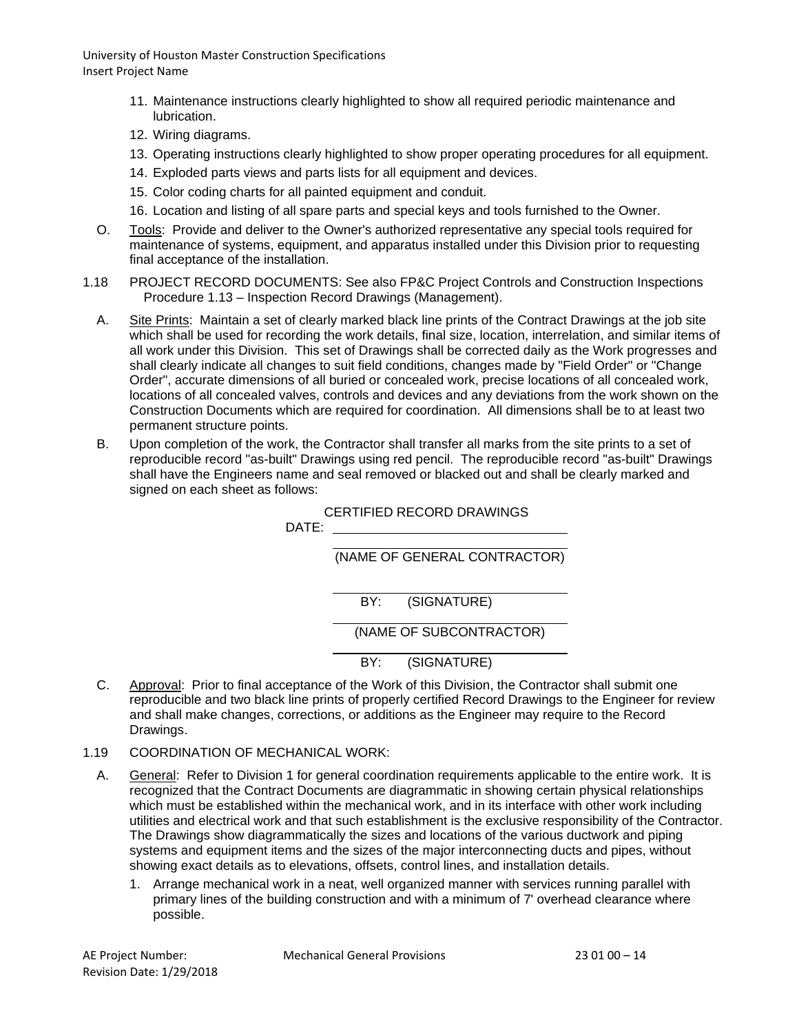11. Maintenance instructions clearly highlighted to show all required periodic maintenance and lubrication.
12. Wiring diagrams.
13. Operating instructions clearly highlighted to show proper operating procedures for all equipment.
14. Exploded parts views and parts lists for all equipment and devices.
15. Color coding charts for all painted equipment and conduit.
16. Location and listing of all spare parts and special keys and tools furnished to the Owner.

O. Tools: Provide and deliver to the Owner's authorized representative any special tools required for maintenance of systems, equipment, and apparatus installed under this Division prior to requesting final acceptance of the installation.

1.18 PROJECT RECORD DOCUMENTS: See also FP&C Project Controls and Construction Inspections Procedure 1.13 – Inspection Record Drawings (Management).

A. Site Prints: Maintain a set of clearly marked black line prints of the Contract Drawings at the job site which shall be used for recording the work details, final size, location, interrelation, and similar items of all work under this Division. This set of Drawings shall be corrected daily as the Work progresses and shall clearly indicate all changes to suit field conditions, changes made by "Field Order" or "Change Order", accurate dimensions of all buried or concealed work, precise locations of all concealed work, locations of all concealed valves, controls and devices and any deviations from the work shown on the Construction Documents which are required for coordination. All dimensions shall be to at least two permanent structure points.

B. Upon completion of the work, the Contractor shall transfer all marks from the site prints to a set of reproducible record "as-built" Drawings using red pencil. The reproducible record "as-built" Drawings shall have the Engineers name and seal removed or blacked out and shall be clearly marked and signed on each sheet as follows:

CERTIFIED RECORD DRAWINGS

DATE: ______________________________

______________________________
(NAME OF GENERAL CONTRACTOR)

______________________________
BY: (SIGNATURE)

______________________________
(NAME OF SUBCONTRACTOR)

______________________________
BY: (SIGNATURE)

C. Approval: Prior to final acceptance of the Work of this Division, the Contractor shall submit one reproducible and two black line prints of properly certified Record Drawings to the Engineer for review and shall make changes, corrections, or additions as the Engineer may require to the Record Drawings.

1.19 COORDINATION OF MECHANICAL WORK:

A. General: Refer to Division 1 for general coordination requirements applicable to the entire work. It is recognized that the Contract Documents are diagrammatic in showing certain physical relationships which must be established within the mechanical work, and in its interface with other work including utilities and electrical work and that such establishment is the exclusive responsibility of the Contractor. The Drawings show diagrammatically the sizes and locations of the various ductwork and piping systems and equipment items and the sizes of the major interconnecting ducts and pipes, without showing exact details as to elevations, offsets, control lines, and installation details.

1. Arrange mechanical work in a neat, well organized manner with services running parallel with primary lines of the building construction and with a minimum of 7' overhead clearance where possible.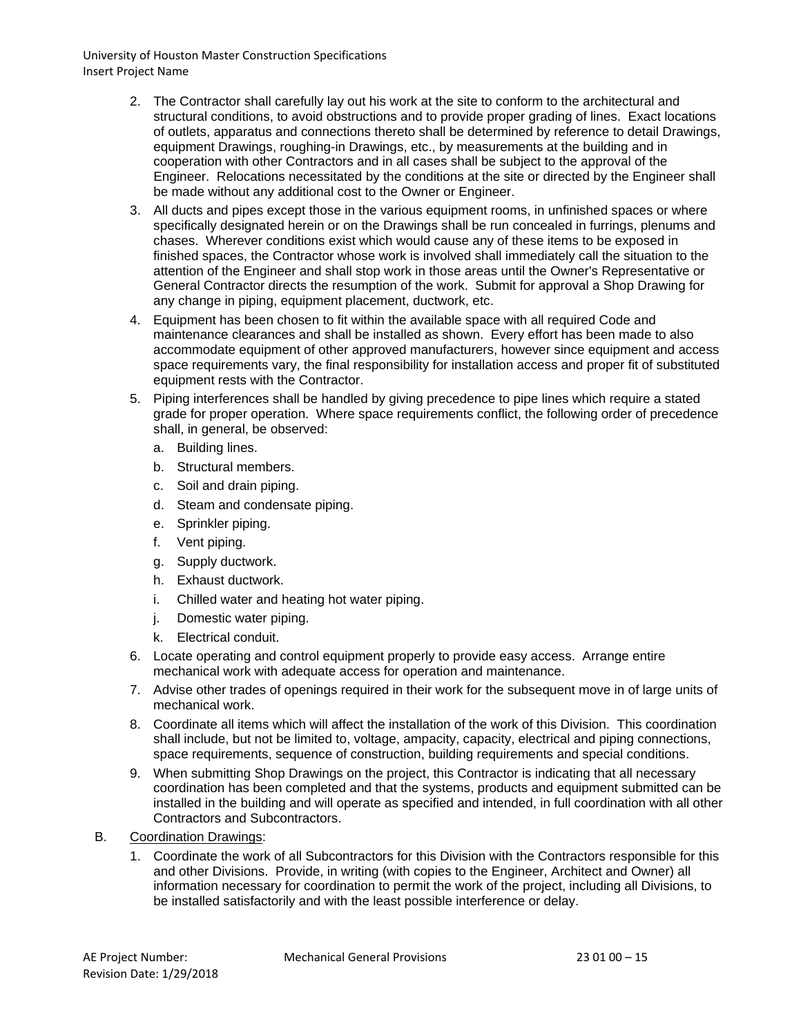2. The Contractor shall carefully lay out his work at the site to conform to the architectural and structural conditions, to avoid obstructions and to provide proper grading of lines. Exact locations of outlets, apparatus and connections thereto shall be determined by reference to detail Drawings, equipment Drawings, roughing-in Drawings, etc., by measurements at the building and in cooperation with other Contractors and in all cases shall be subject to the approval of the Engineer. Relocations necessitated by the conditions at the site or directed by the Engineer shall be made without any additional cost to the Owner or Engineer.
3. All ducts and pipes except those in the various equipment rooms, in unfinished spaces or where specifically designated herein or on the Drawings shall be run concealed in furrings, plenums and chases. Wherever conditions exist which would cause any of these items to be exposed in finished spaces, the Contractor whose work is involved shall immediately call the situation to the attention of the Engineer and shall stop work in those areas until the Owner's Representative or General Contractor directs the resumption of the work. Submit for approval a Shop Drawing for any change in piping, equipment placement, ductwork, etc.
4. Equipment has been chosen to fit within the available space with all required Code and maintenance clearances and shall be installed as shown. Every effort has been made to also accommodate equipment of other approved manufacturers, however since equipment and access space requirements vary, the final responsibility for installation access and proper fit of substituted equipment rests with the Contractor.
5. Piping interferences shall be handled by giving precedence to pipe lines which require a stated grade for proper operation. Where space requirements conflict, the following order of precedence shall, in general, be observed:
   a. Building lines.
   b. Structural members.
   c. Soil and drain piping.
   d. Steam and condensate piping.
   e. Sprinkler piping.
   f. Vent piping.
   g. Supply ductwork.
   h. Exhaust ductwork.
   i. Chilled water and heating hot water piping.
   j. Domestic water piping.
   k. Electrical conduit.
6. Locate operating and control equipment properly to provide easy access. Arrange entire mechanical work with adequate access for operation and maintenance.
7. Advise other trades of openings required in their work for the subsequent move in of large units of mechanical work.
8. Coordinate all items which will affect the installation of the work of this Division. This coordination shall include, but not be limited to, voltage, ampacity, capacity, electrical and piping connections, space requirements, sequence of construction, building requirements and special conditions.
9. When submitting Shop Drawings on the project, this Contractor is indicating that all necessary coordination has been completed and that the systems, products and equipment submitted can be installed in the building and will operate as specified and intended, in full coordination with all other Contractors and Subcontractors.

B. Coordination Drawings:

1. Coordinate the work of all Subcontractors for this Division with the Contractors responsible for this and other Divisions. Provide, in writing (with copies to the Engineer, Architect and Owner) all information necessary for coordination to permit the work of the project, including all Divisions, to be installed satisfactorily and with the least possible interference or delay.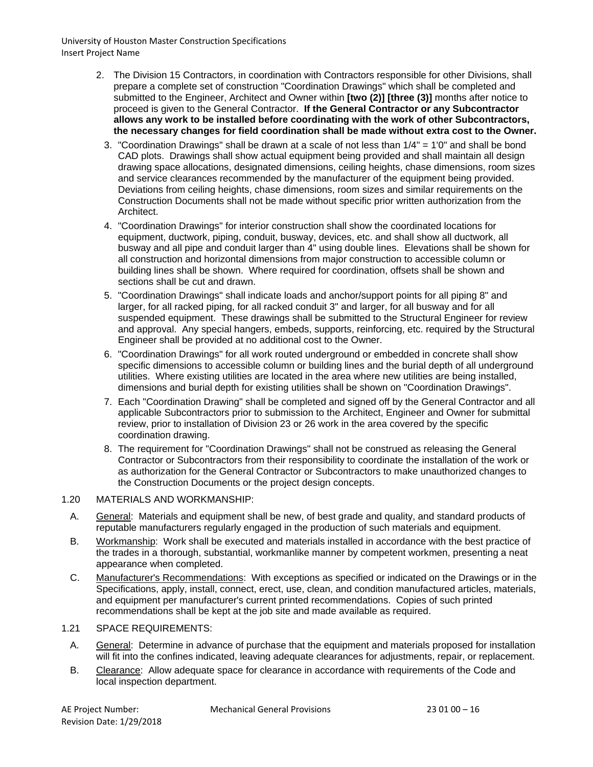2. The Division 15 Contractors, in coordination with Contractors responsible for other Divisions, shall prepare a complete set of construction "Coordination Drawings" which shall be completed and submitted to the Engineer, Architect and Owner within **[two (2)] [three (3)]** months after notice to proceed is given to the General Contractor. **If the General Contractor or any Subcontractor allows any work to be installed before coordinating with the work of other Subcontractors, the necessary changes for field coordination shall be made without extra cost to the Owner.**

3. "Coordination Drawings" shall be drawn at a scale of not less than 1/4" = 1'0" and shall be bond CAD plots. Drawings shall show actual equipment being provided and shall maintain all design drawing space allocations, designated dimensions, ceiling heights, chase dimensions, room sizes and service clearances recommended by the manufacturer of the equipment being provided. Deviations from ceiling heights, chase dimensions, room sizes and similar requirements on the Construction Documents shall not be made without specific prior written authorization from the Architect.

4. "Coordination Drawings" for interior construction shall show the coordinated locations for equipment, ductwork, piping, conduit, busway, devices, etc. and shall show all ductwork, all busway and all pipe and conduit larger than 4" using double lines. Elevations shall be shown for all construction and horizontal dimensions from major construction to accessible column or building lines shall be shown. Where required for coordination, offsets shall be shown and sections shall be cut and drawn.

5. "Coordination Drawings" shall indicate loads and anchor/support points for all piping 8" and larger, for all racked piping, for all racked conduit 3" and larger, for all busway and for all suspended equipment. These drawings shall be submitted to the Structural Engineer for review and approval. Any special hangers, embeds, supports, reinforcing, etc. required by the Structural Engineer shall be provided at no additional cost to the Owner.

6. "Coordination Drawings" for all work routed underground or embedded in concrete shall show specific dimensions to accessible column or building lines and the burial depth of all underground utilities. Where existing utilities are located in the area where new utilities are being installed, dimensions and burial depth for existing utilities shall be shown on "Coordination Drawings".

7. Each "Coordination Drawing" shall be completed and signed off by the General Contractor and all applicable Subcontractors prior to submission to the Architect, Engineer and Owner for submittal review, prior to installation of Division 23 or 26 work in the area covered by the specific coordination drawing.

8. The requirement for "Coordination Drawings" shall not be construed as releasing the General Contractor or Subcontractors from their responsibility to coordinate the installation of the work or as authorization for the General Contractor or Subcontractors to make unauthorized changes to the Construction Documents or the project design concepts.

1.20 MATERIALS AND WORKMANSHIP:

A. General: Materials and equipment shall be new, of best grade and quality, and standard products of reputable manufacturers regularly engaged in the production of such materials and equipment.

B. Workmanship: Work shall be executed and materials installed in accordance with the best practice of the trades in a thorough, substantial, workmanlike manner by competent workmen, presenting a neat appearance when completed.

C. Manufacturer's Recommendations: With exceptions as specified or indicated on the Drawings or in the Specifications, apply, install, connect, erect, use, clean, and condition manufactured articles, materials, and equipment per manufacturer's current printed recommendations. Copies of such printed recommendations shall be kept at the job site and made available as required.

1.21 SPACE REQUIREMENTS:

A. General: Determine in advance of purchase that the equipment and materials proposed for installation will fit into the confines indicated, leaving adequate clearances for adjustments, repair, or replacement.

B. Clearance: Allow adequate space for clearance in accordance with requirements of the Code and local inspection department.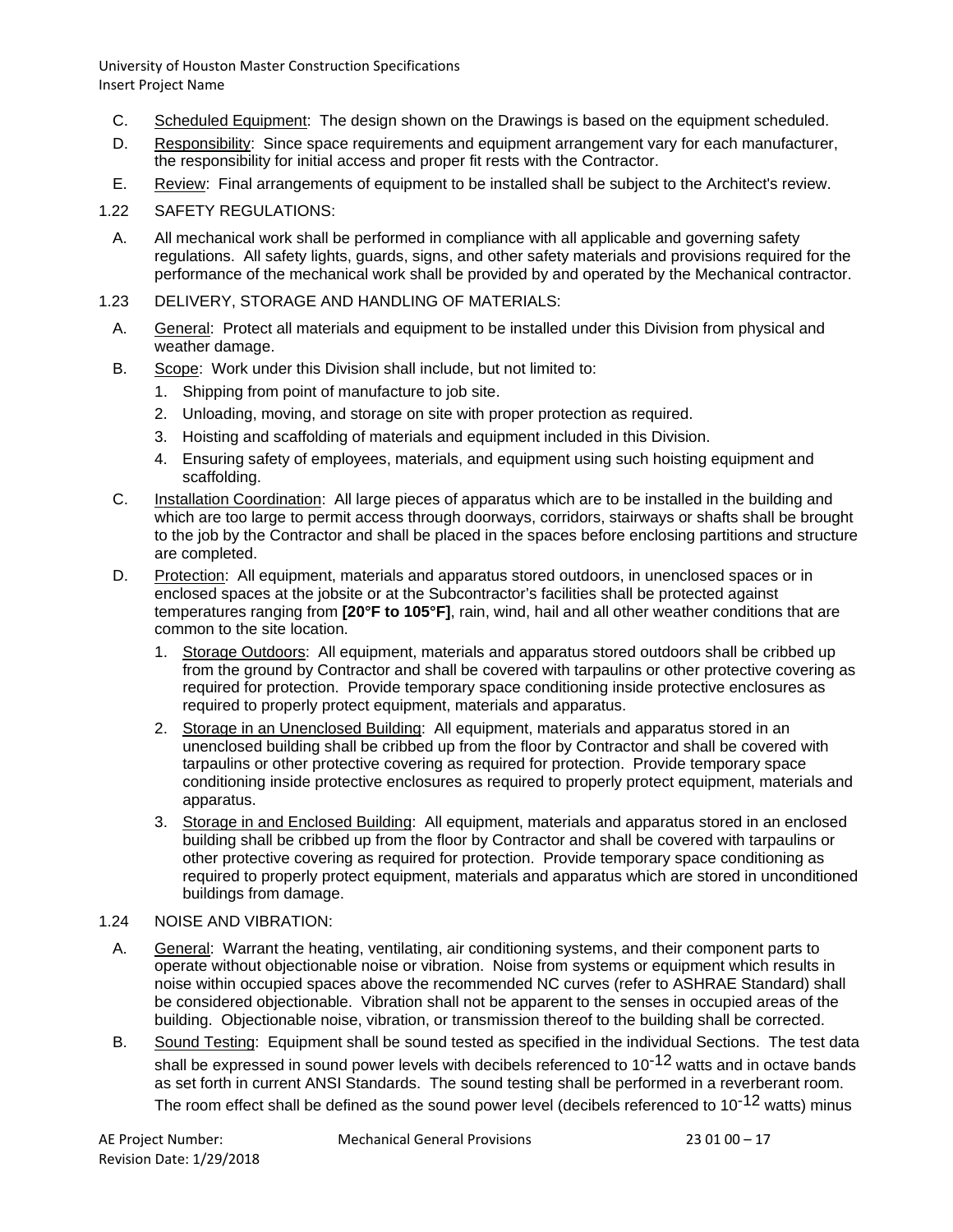C. Scheduled Equipment: The design shown on the Drawings is based on the equipment scheduled.

D. Responsibility: Since space requirements and equipment arrangement vary for each manufacturer, the responsibility for initial access and proper fit rests with the Contractor.

E. Review: Final arrangements of equipment to be installed shall be subject to the Architect's review.

1.22 SAFETY REGULATIONS:

A. All mechanical work shall be performed in compliance with all applicable and governing safety regulations. All safety lights, guards, signs, and other safety materials and provisions required for the performance of the mechanical work shall be provided by and operated by the Mechanical contractor.

1.23 DELIVERY, STORAGE AND HANDLING OF MATERIALS:

A. General: Protect all materials and equipment to be installed under this Division from physical and weather damage.

B. Scope: Work under this Division shall include, but not limited to:

1. Shipping from point of manufacture to job site.
2. Unloading, moving, and storage on site with proper protection as required.
3. Hoisting and scaffolding of materials and equipment included in this Division.
4. Ensuring safety of employees, materials, and equipment using such hoisting equipment and scaffolding.

C. Installation Coordination: All large pieces of apparatus which are to be installed in the building and which are too large to permit access through doorways, corridors, stairways or shafts shall be brought to the job by the Contractor and shall be placed in the spaces before enclosing partitions and structure are completed.

D. Protection: All equipment, materials and apparatus stored outdoors, in unenclosed spaces or in enclosed spaces at the jobsite or at the Subcontractor's facilities shall be protected against temperatures ranging from **[20°F to 105°F]**, rain, wind, hail and all other weather conditions that are common to the site location.

1. Storage Outdoors: All equipment, materials and apparatus stored outdoors shall be cribbed up from the ground by Contractor and shall be covered with tarpaulins or other protective covering as required for protection. Provide temporary space conditioning inside protective enclosures as required to properly protect equipment, materials and apparatus.
2. Storage in an Unenclosed Building: All equipment, materials and apparatus stored in an unenclosed building shall be cribbed up from the floor by Contractor and shall be covered with tarpaulins or other protective covering as required for protection. Provide temporary space conditioning inside protective enclosures as required to properly protect equipment, materials and apparatus.
3. Storage in and Enclosed Building: All equipment, materials and apparatus stored in an enclosed building shall be cribbed up from the floor by Contractor and shall be covered with tarpaulins or other protective covering as required for protection. Provide temporary space conditioning as required to properly protect equipment, materials and apparatus which are stored in unconditioned buildings from damage.

1.24 NOISE AND VIBRATION:

A. General: Warrant the heating, ventilating, air conditioning systems, and their component parts to operate without objectionable noise or vibration. Noise from systems or equipment which results in noise within occupied spaces above the recommended NC curves (refer to ASHRAE Standard) shall be considered objectionable. Vibration shall not be apparent to the senses in occupied areas of the building. Objectionable noise, vibration, or transmission thereof to the building shall be corrected.

B. Sound Testing: Equipment shall be sound tested as specified in the individual Sections. The test data shall be expressed in sound power levels with decibels referenced to $10^{-12}$ watts and in octave bands as set forth in current ANSI Standards. The sound testing shall be performed in a reverberant room. The room effect shall be defined as the sound power level (decibels referenced to $10^{-12}$ watts) minus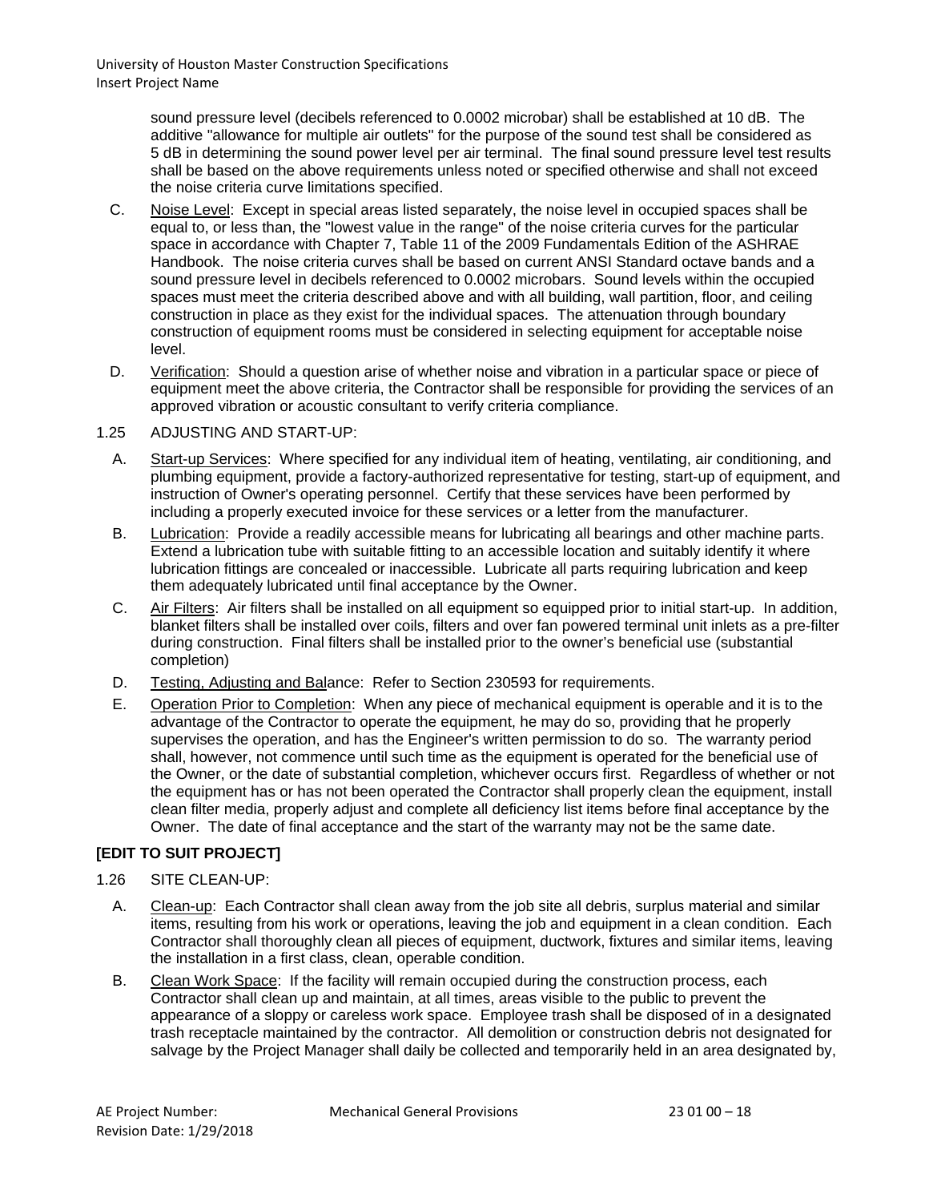sound pressure level (decibels referenced to 0.0002 microbar) shall be established at 10 dB. The additive "allowance for multiple air outlets" for the purpose of the sound test shall be considered as 5 dB in determining the sound power level per air terminal. The final sound pressure level test results shall be based on the above requirements unless noted or specified otherwise and shall not exceed the noise criteria curve limitations specified.

C. Noise Level: Except in special areas listed separately, the noise level in occupied spaces shall be equal to, or less than, the "lowest value in the range" of the noise criteria curves for the particular space in accordance with Chapter 7, Table 11 of the 2009 Fundamentals Edition of the ASHRAE Handbook. The noise criteria curves shall be based on current ANSI Standard octave bands and a sound pressure level in decibels referenced to 0.0002 microbars. Sound levels within the occupied spaces must meet the criteria described above and with all building, wall partition, floor, and ceiling construction in place as they exist for the individual spaces. The attenuation through boundary construction of equipment rooms must be considered in selecting equipment for acceptable noise level.

D. Verification: Should a question arise of whether noise and vibration in a particular space or piece of equipment meet the above criteria, the Contractor shall be responsible for providing the services of an approved vibration or acoustic consultant to verify criteria compliance.

1.25 ADJUSTING AND START-UP:

A. Start-up Services: Where specified for any individual item of heating, ventilating, air conditioning, and plumbing equipment, provide a factory-authorized representative for testing, start-up of equipment, and instruction of Owner's operating personnel. Certify that these services have been performed by including a properly executed invoice for these services or a letter from the manufacturer.

B. Lubrication: Provide a readily accessible means for lubricating all bearings and other machine parts. Extend a lubrication tube with suitable fitting to an accessible location and suitably identify it where lubrication fittings are concealed or inaccessible. Lubricate all parts requiring lubrication and keep them adequately lubricated until final acceptance by the Owner.

C. Air Filters: Air filters shall be installed on all equipment so equipped prior to initial start-up. In addition, blanket filters shall be installed over coils, filters and over fan powered terminal unit inlets as a pre-filter during construction. Final filters shall be installed prior to the owner's beneficial use (substantial completion)

D. Testing, Adjusting and Balance: Refer to Section 230593 for requirements.

E. Operation Prior to Completion: When any piece of mechanical equipment is operable and it is to the advantage of the Contractor to operate the equipment, he may do so, providing that he properly supervises the operation, and has the Engineer's written permission to do so. The warranty period shall, however, not commence until such time as the equipment is operated for the beneficial use of the Owner, or the date of substantial completion, whichever occurs first. Regardless of whether or not the equipment has or has not been operated the Contractor shall properly clean the equipment, install clean filter media, properly adjust and complete all deficiency list items before final acceptance by the Owner. The date of final acceptance and the start of the warranty may not be the same date.

**[EDIT TO SUIT PROJECT]**

1.26 SITE CLEAN-UP:

A. Clean-up: Each Contractor shall clean away from the job site all debris, surplus material and similar items, resulting from his work or operations, leaving the job and equipment in a clean condition. Each Contractor shall thoroughly clean all pieces of equipment, ductwork, fixtures and similar items, leaving the installation in a first class, clean, operable condition.

B. Clean Work Space: If the facility will remain occupied during the construction process, each Contractor shall clean up and maintain, at all times, areas visible to the public to prevent the appearance of a sloppy or careless work space. Employee trash shall be disposed of in a designated trash receptacle maintained by the contractor. All demolition or construction debris not designated for salvage by the Project Manager shall daily be collected and temporarily held in an area designated by,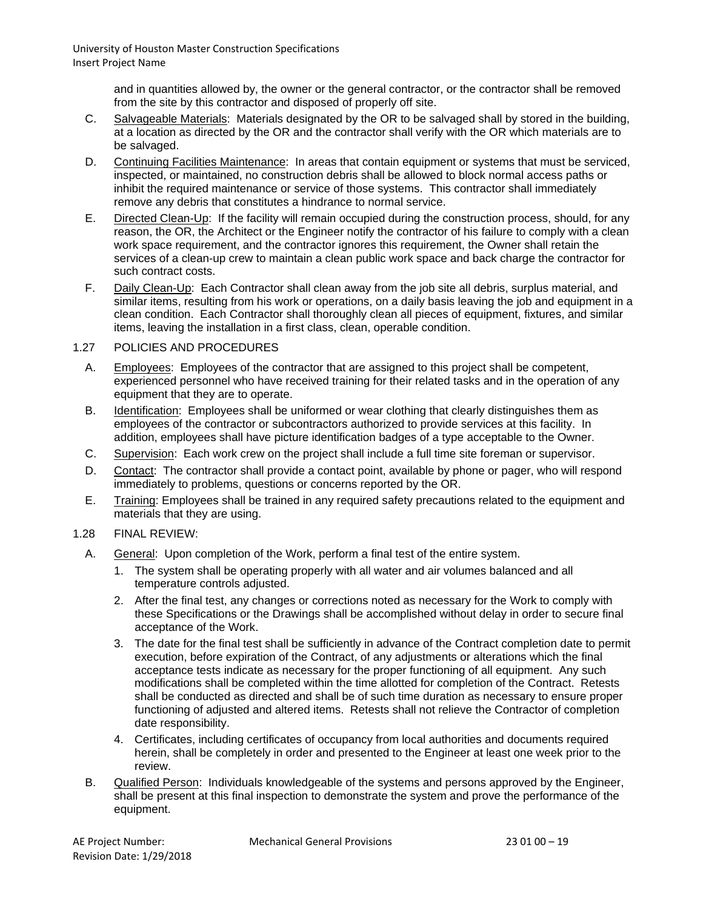and in quantities allowed by, the owner or the general contractor, or the contractor shall be removed from the site by this contractor and disposed of properly off site.

C. Salvageable Materials: Materials designated by the OR to be salvaged shall by stored in the building, at a location as directed by the OR and the contractor shall verify with the OR which materials are to be salvaged.

D. Continuing Facilities Maintenance: In areas that contain equipment or systems that must be serviced, inspected, or maintained, no construction debris shall be allowed to block normal access paths or inhibit the required maintenance or service of those systems. This contractor shall immediately remove any debris that constitutes a hindrance to normal service.

E. Directed Clean-Up: If the facility will remain occupied during the construction process, should, for any reason, the OR, the Architect or the Engineer notify the contractor of his failure to comply with a clean work space requirement, and the contractor ignores this requirement, the Owner shall retain the services of a clean-up crew to maintain a clean public work space and back charge the contractor for such contract costs.

F. Daily Clean-Up: Each Contractor shall clean away from the job site all debris, surplus material, and similar items, resulting from his work or operations, on a daily basis leaving the job and equipment in a clean condition. Each Contractor shall thoroughly clean all pieces of equipment, fixtures, and similar items, leaving the installation in a first class, clean, operable condition.

1.27 POLICIES AND PROCEDURES

A. Employees: Employees of the contractor that are assigned to this project shall be competent, experienced personnel who have received training for their related tasks and in the operation of any equipment that they are to operate.

B. Identification: Employees shall be uniformed or wear clothing that clearly distinguishes them as employees of the contractor or subcontractors authorized to provide services at this facility. In addition, employees shall have picture identification badges of a type acceptable to the Owner.

C. Supervision: Each work crew on the project shall include a full time site foreman or supervisor.

D. Contact: The contractor shall provide a contact point, available by phone or pager, who will respond immediately to problems, questions or concerns reported by the OR.

E. Training: Employees shall be trained in any required safety precautions related to the equipment and materials that they are using.

1.28 FINAL REVIEW:

A. General: Upon completion of the Work, perform a final test of the entire system.

1. The system shall be operating properly with all water and air volumes balanced and all temperature controls adjusted.
2. After the final test, any changes or corrections noted as necessary for the Work to comply with these Specifications or the Drawings shall be accomplished without delay in order to secure final acceptance of the Work.
3. The date for the final test shall be sufficiently in advance of the Contract completion date to permit execution, before expiration of the Contract, of any adjustments or alterations which the final acceptance tests indicate as necessary for the proper functioning of all equipment. Any such modifications shall be completed within the time allotted for completion of the Contract. Retests shall be conducted as directed and shall be of such time duration as necessary to ensure proper functioning of adjusted and altered items. Retests shall not relieve the Contractor of completion date responsibility.
4. Certificates, including certificates of occupancy from local authorities and documents required herein, shall be completely in order and presented to the Engineer at least one week prior to the review.

B. Qualified Person: Individuals knowledgeable of the systems and persons approved by the Engineer, shall be present at this final inspection to demonstrate the system and prove the performance of the equipment.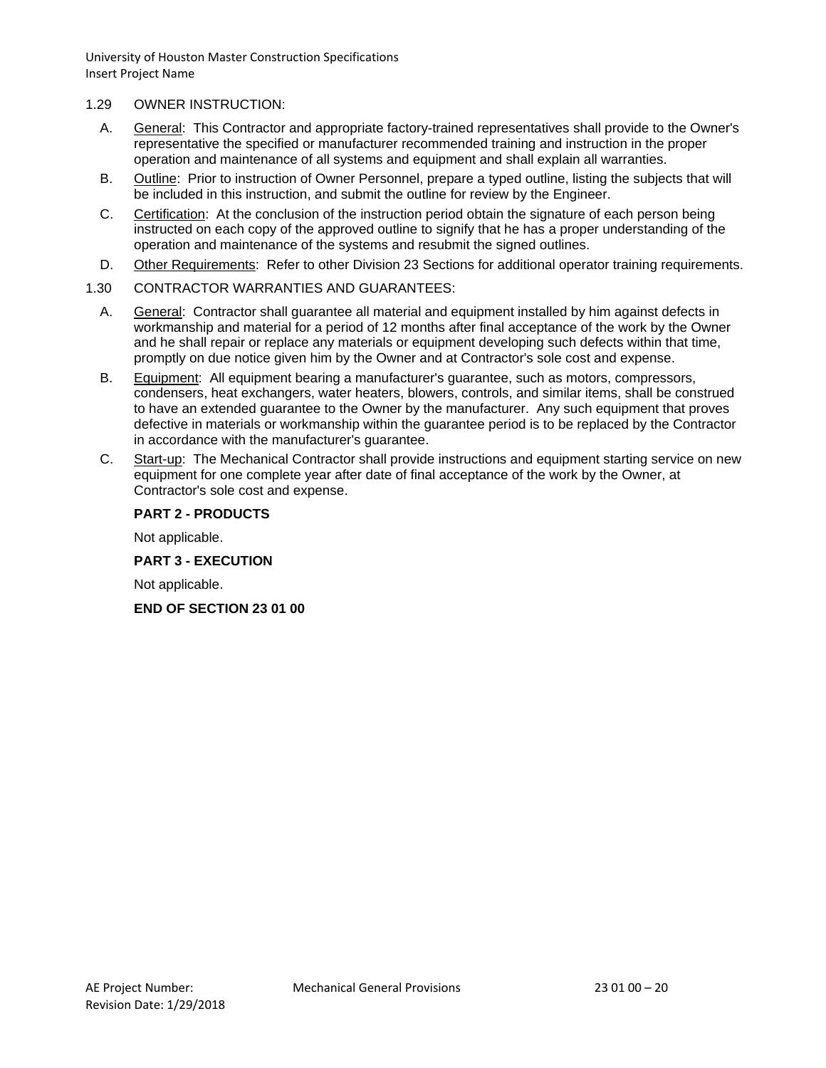1.29 OWNER INSTRUCTION:

A. General: This Contractor and appropriate factory-trained representatives shall provide to the Owner's representative the specified or manufacturer recommended training and instruction in the proper operation and maintenance of all systems and equipment and shall explain all warranties.

B. Outline: Prior to instruction of Owner Personnel, prepare a typed outline, listing the subjects that will be included in this instruction, and submit the outline for review by the Engineer.

C. Certification: At the conclusion of the instruction period obtain the signature of each person being instructed on each copy of the approved outline to signify that he has a proper understanding of the operation and maintenance of the systems and resubmit the signed outlines.

D. Other Requirements: Refer to other Division 23 Sections for additional operator training requirements.

1.30 CONTRACTOR WARRANTIES AND GUARANTEES:

A. General: Contractor shall guarantee all material and equipment installed by him against defects in workmanship and material for a period of 12 months after final acceptance of the work by the Owner and he shall repair or replace any materials or equipment developing such defects within that time, promptly on due notice given him by the Owner and at Contractor's sole cost and expense.

B. Equipment: All equipment bearing a manufacturer's guarantee, such as motors, compressors, condensers, heat exchangers, water heaters, blowers, controls, and similar items, shall be construed to have an extended guarantee to the Owner by the manufacturer. Any such equipment that proves defective in materials or workmanship within the guarantee period is to be replaced by the Contractor in accordance with the manufacturer's guarantee.

C. Start-up: The Mechanical Contractor shall provide instructions and equipment starting service on new equipment for one complete year after date of final acceptance of the work by the Owner, at Contractor's sole cost and expense.

**PART 2 - PRODUCTS**

Not applicable.

**PART 3 - EXECUTION**

Not applicable.

**END OF SECTION 23 01 00**